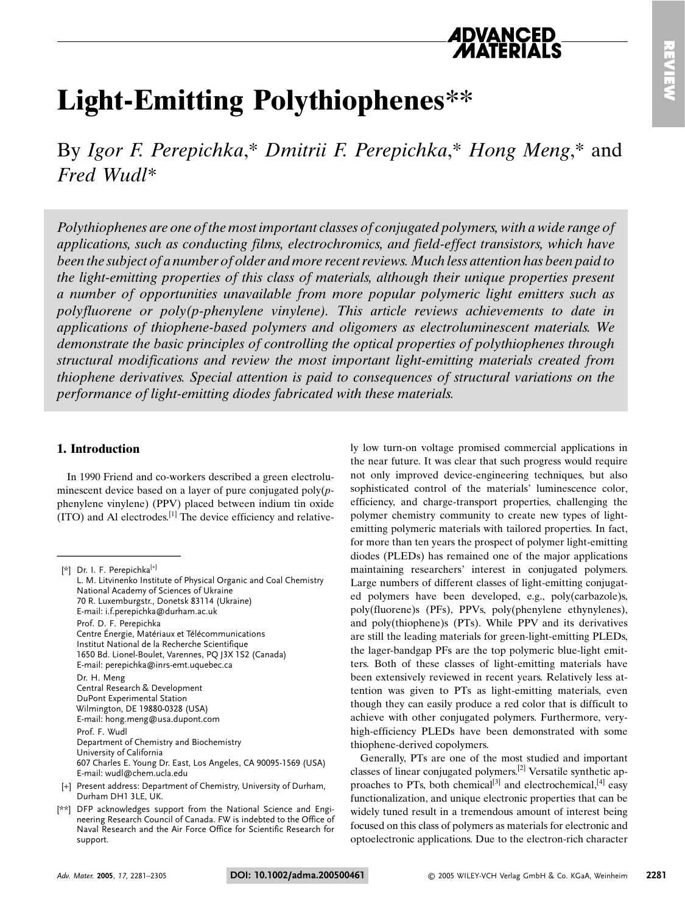# Light-Emitting Polythiophenes**

By *Igor F. Perepichka*,* *Dmitrii F. Perepichka*,* *Hong Meng*,* and *Fred Wudl**

*Polythiophenes are one of the most important classes of conjugated polymers, with a wide range of applications, such as conducting films, electrochromics, and field-effect transistors, which have been the subject of a number of older and more recent reviews. Much less attention has been paid to the light-emitting properties of this class of materials, although their unique properties present a number of opportunities unavailable from more popular polymeric light emitters such as polyfluorene or poly(p-phenylene vinylene). This article reviews achievements to date in applications of thiophene-based polymers and oligomers as electroluminescent materials. We demonstrate the basic principles of controlling the optical properties of polythiophenes through structural modifications and review the most important light-emitting materials created from thiophene derivatives. Special attention is paid to consequences of structural variations on the performance of light-emitting diodes fabricated with these materials.*

## 1. Introduction

In 1990 Friend and co-workers described a green electroluminescent device based on a layer of pure conjugated poly(*p*-phenylene vinylene) (PPV) placed between indium tin oxide (ITO) and Al electrodes.[1] The device efficiency and relatively low turn-on voltage promised commercial applications in the near future. It was clear that such progress would require not only improved device-engineering techniques, but also sophisticated control of the materials' luminescence color, efficiency, and charge-transport properties, challenging the polymer chemistry community to create new types of light-emitting polymeric materials with tailored properties. In fact, for more than ten years the prospect of polymer light-emitting diodes (PLEDs) has remained one of the major applications maintaining researchers' interest in conjugated polymers. Large numbers of different classes of light-emitting conjugated polymers have been developed, e.g., poly(carbazole)s, poly(fluorene)s (PFs), PPVs, poly(phenylene ethynylenes), and poly(thiophene)s (PTs). While PPV and its derivatives are still the leading materials for green-light-emitting PLEDs, the lager-bandgap PFs are the top polymeric blue-light emitters. Both of these classes of light-emitting materials have been extensively reviewed in recent years. Relatively less attention was given to PTs as light-emitting materials, even though they can easily produce a red color that is difficult to achieve with other conjugated polymers. Furthermore, very-high-efficiency PLEDs have been demonstrated with some thiophene-derived copolymers.

Generally, PTs are one of the most studied and important classes of linear conjugated polymers.[2] Versatile synthetic approaches to PTs, both chemical[3] and electrochemical,[4] easy functionalization, and unique electronic properties that can be widely tuned result in a tremendous amount of interest being focused on this class of polymers as materials for electronic and optoelectronic applications. Due to the electron-rich character

---

[*] Dr. I. F. Perepichka[+]
L. M. Litvinenko Institute of Physical Organic and Coal Chemistry
National Academy of Sciences of Ukraine
70 R. Luxemburgstr., Donetsk 83114 (Ukraine)
E-mail: i.f.perepichka@durham.ac.uk

Prof. D. F. Perepichka
Centre Énergie, Matériaux et Télécommunications
Institut National de la Recherche Scientifique
1650 Bd. Lionel-Boulet, Varennes, PQ J3X 1S2 (Canada)
E-mail: perepichka@inrs-emt.uquebec.ca

Dr. H. Meng
Central Research & Development
DuPont Experimental Station
Wilmington, DE 19880-0328 (USA)
E-mail: hong.meng@usa.dupont.com

Prof. F. Wudl
Department of Chemistry and Biochemistry
University of California
607 Charles E. Young Dr. East, Los Angeles, CA 90095-1569 (USA)
E-mail: wudl@chem.ucla.edu

[+] Present address: Department of Chemistry, University of Durham, Durham DH1 3LE, UK.

[**] DFP acknowledges support from the National Science and Engineering Research Council of Canada. FW is indebted to the Office of Naval Research and the Air Force Office for Scientific Research for support.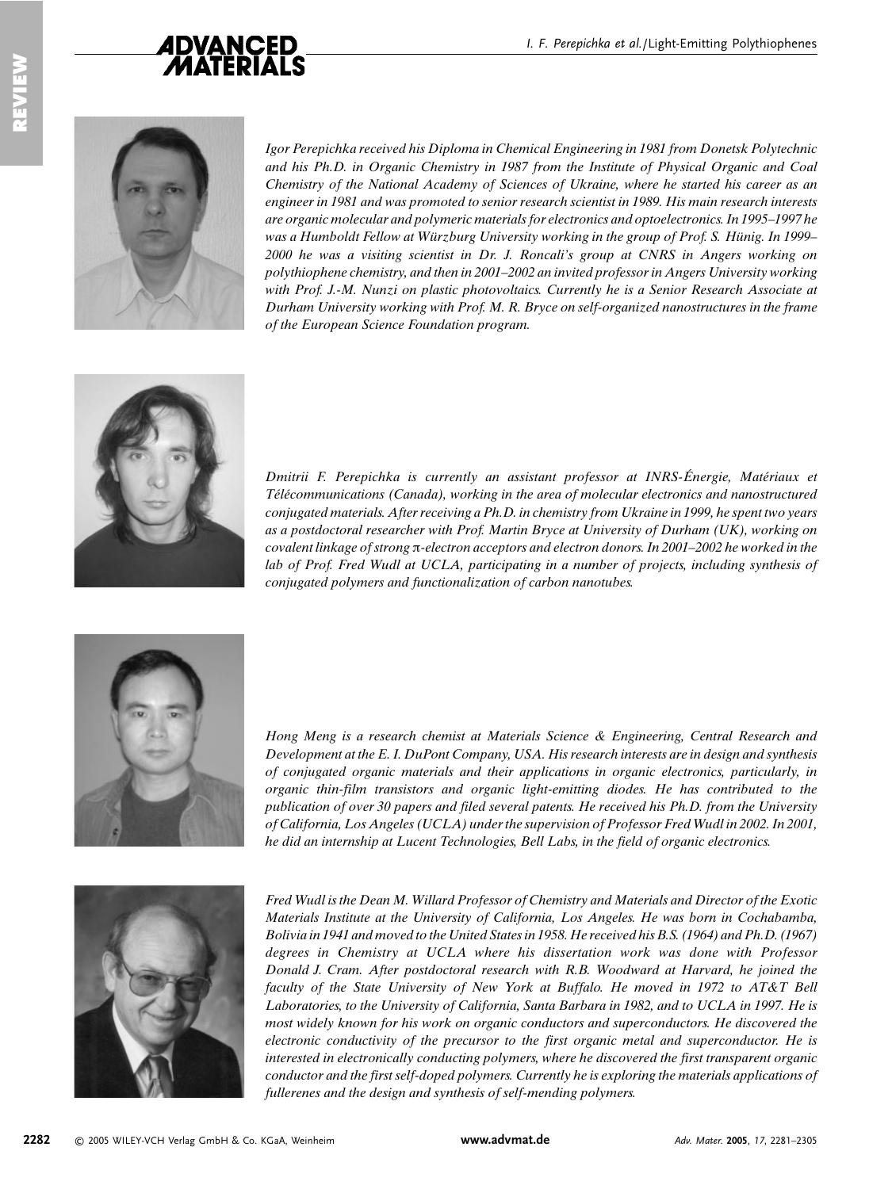*Igor Perepichka received his Diploma in Chemical Engineering in 1981 from Donetsk Polytechnic and his Ph.D. in Organic Chemistry in 1987 from the Institute of Physical Organic and Coal Chemistry of the National Academy of Sciences of Ukraine, where he started his career as an engineer in 1981 and was promoted to senior research scientist in 1989. His main research interests are organic molecular and polymeric materials for electronics and optoelectronics. In 1995–1997 he was a Humboldt Fellow at Würzburg University working in the group of Prof. S. Hünig. In 1999–2000 he was a visiting scientist in Dr. J. Roncali's group at CNRS in Angers working on polythiophene chemistry, and then in 2001–2002 an invited professor in Angers University working with Prof. J.-M. Nunzi on plastic photovoltaics. Currently he is a Senior Research Associate at Durham University working with Prof. M. R. Bryce on self-organized nanostructures in the frame of the European Science Foundation program.*

*Dmitrii F. Perepichka is currently an assistant professor at INRS-Énergie, Matériaux et Télécommunications (Canada), working in the area of molecular electronics and nanostructured conjugated materials. After receiving a Ph.D. in chemistry from Ukraine in 1999, he spent two years as a postdoctoral researcher with Prof. Martin Bryce at University of Durham (UK), working on covalent linkage of strong π-electron acceptors and electron donors. In 2001–2002 he worked in the lab of Prof. Fred Wudl at UCLA, participating in a number of projects, including synthesis of conjugated polymers and functionalization of carbon nanotubes.*

*Hong Meng is a research chemist at Materials Science & Engineering, Central Research and Development at the E. I. DuPont Company, USA. His research interests are in design and synthesis of conjugated organic materials and their applications in organic electronics, particularly, in organic thin-film transistors and organic light-emitting diodes. He has contributed to the publication of over 30 papers and filed several patents. He received his Ph.D. from the University of California, Los Angeles (UCLA) under the supervision of Professor Fred Wudl in 2002. In 2001, he did an internship at Lucent Technologies, Bell Labs, in the field of organic electronics.*

*Fred Wudl is the Dean M. Willard Professor of Chemistry and Materials and Director of the Exotic Materials Institute at the University of California, Los Angeles. He was born in Cochabamba, Bolivia in 1941 and moved to the United States in 1958. He received his B.S. (1964) and Ph.D. (1967) degrees in Chemistry at UCLA where his dissertation work was done with Professor Donald J. Cram. After postdoctoral research with R.B. Woodward at Harvard, he joined the faculty of the State University of New York at Buffalo. He moved in 1972 to AT&T Bell Laboratories, to the University of California, Santa Barbara in 1982, and to UCLA in 1997. He is most widely known for his work on organic conductors and superconductors. He discovered the electronic conductivity of the precursor to the first organic metal and superconductor. He is interested in electronically conducting polymers, where he discovered the first transparent organic conductor and the first self-doped polymers. Currently he is exploring the materials applications of fullerenes and the design and synthesis of self-mending polymers.*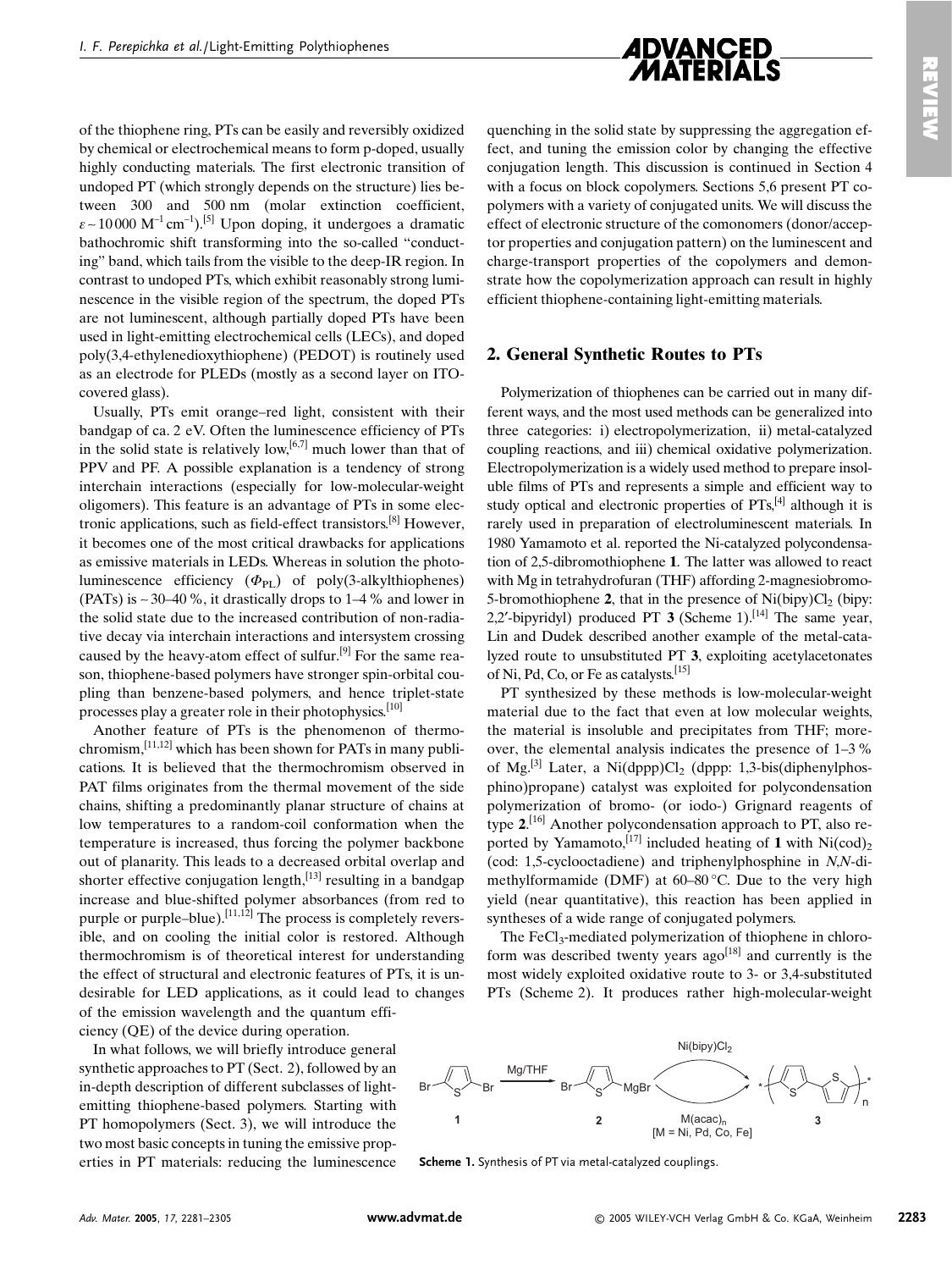of the thiophene ring, PTs can be easily and reversibly oxidized by chemical or electrochemical means to form p-doped, usually highly conducting materials. The first electronic transition of undoped PT (which strongly depends on the structure) lies between 300 and 500 nm (molar extinction coefficient, $\varepsilon \sim 10\,000\ \mathrm{M^{-1}\,cm^{-1}}$).[5] Upon doping, it undergoes a dramatic bathochromic shift transforming into the so-called "conducting" band, which tails from the visible to the deep-IR region. In contrast to undoped PTs, which exhibit reasonably strong luminescence in the visible region of the spectrum, the doped PTs are not luminescent, although partially doped PTs have been used in light-emitting electrochemical cells (LECs), and doped poly(3,4-ethylenedioxythiophene) (PEDOT) is routinely used as an electrode for PLEDs (mostly as a second layer on ITO-covered glass).

Usually, PTs emit orange–red light, consistent with their bandgap of ca. 2 eV. Often the luminescence efficiency of PTs in the solid state is relatively low,[6,7] much lower than that of PPV and PF. A possible explanation is a tendency of strong interchain interactions (especially for low-molecular-weight oligomers). This feature is an advantage of PTs in some electronic applications, such as field-effect transistors.[8] However, it becomes one of the most critical drawbacks for applications as emissive materials in LEDs. Whereas in solution the photoluminescence efficiency ($\Phi_{PL}$) of poly(3-alkylthiophenes) (PATs) is ~30–40 %, it drastically drops to 1–4 % and lower in the solid state due to the increased contribution of non-radiative decay via interchain interactions and intersystem crossing caused by the heavy-atom effect of sulfur.[9] For the same reason, thiophene-based polymers have stronger spin-orbital coupling than benzene-based polymers, and hence triplet-state processes play a greater role in their photophysics.[10]

Another feature of PTs is the phenomenon of thermochromism,[11,12] which has been shown for PATs in many publications. It is believed that the thermochromism observed in PAT films originates from the thermal movement of the side chains, shifting a predominantly planar structure of chains at low temperatures to a random-coil conformation when the temperature is increased, thus forcing the polymer backbone out of planarity. This leads to a decreased orbital overlap and shorter effective conjugation length,[13] resulting in a bandgap increase and blue-shifted polymer absorbances (from red to purple or purple–blue).[11,12] The process is completely reversible, and on cooling the initial color is restored. Although thermochromism is of theoretical interest for understanding the effect of structural and electronic features of PTs, it is undesirable for LED applications, as it could lead to changes of the emission wavelength and the quantum efficiency (QE) of the device during operation.

In what follows, we will briefly introduce general synthetic approaches to PT (Sect. 2), followed by an in-depth description of different subclasses of light-emitting thiophene-based polymers. Starting with PT homopolymers (Sect. 3), we will introduce the two most basic concepts in tuning the emissive properties in PT materials: reducing the luminescence quenching in the solid state by suppressing the aggregation effect, and tuning the emission color by changing the effective conjugation length. This discussion is continued in Section 4 with a focus on block copolymers. Sections 5,6 present PT copolymers with a variety of conjugated units. We will discuss the effect of electronic structure of the comonomers (donor/acceptor properties and conjugation pattern) on the luminescent and charge-transport properties of the copolymers and demonstrate how the copolymerization approach can result in highly efficient thiophene-containing light-emitting materials.

## 2. General Synthetic Routes to PTs

Polymerization of thiophenes can be carried out in many different ways, and the most used methods can be generalized into three categories: i) electropolymerization, ii) metal-catalyzed coupling reactions, and iii) chemical oxidative polymerization. Electropolymerization is a widely used method to prepare insoluble films of PTs and represents a simple and efficient way to study optical and electronic properties of PTs,[4] although it is rarely used in preparation of electroluminescent materials. In 1980 Yamamoto et al. reported the Ni-catalyzed polycondensation of 2,5-dibromothiophene **1**. The latter was allowed to react with Mg in tetrahydrofuran (THF) affording 2-magnesiobromo-5-bromothiophene **2**, that in the presence of $Ni(bipy)Cl_2$ (bipy: 2,2′-bipyridyl) produced PT **3** (Scheme 1).[14] The same year, Lin and Dudek described another example of the metal-catalyzed route to unsubstituted PT **3**, exploiting acetylacetonates of Ni, Pd, Co, or Fe as catalysts.[15]

PT synthesized by these methods is low-molecular-weight material due to the fact that even at low molecular weights, the material is insoluble and precipitates from THF; moreover, the elemental analysis indicates the presence of 1–3 % of Mg.[3] Later, a $Ni(dppp)Cl_2$ (dppp: 1,3-bis(diphenylphosphino)propane) catalyst was exploited for polycondensation polymerization of bromo- (or iodo-) Grignard reagents of type **2**.[16] Another polycondensation approach to PT, also reported by Yamamoto,[17] included heating of **1** with $Ni(cod)_2$ (cod: 1,5-cyclooctadiene) and triphenylphosphine in N,N-dimethylformamide (DMF) at 60–80 °C. Due to the very high yield (near quantitative), this reaction has been applied in syntheses of a wide range of conjugated polymers.

The $FeCl_3$-mediated polymerization of thiophene in chloroform was described twenty years ago[18] and currently is the most widely exploited oxidative route to 3- or 3,4-substituted PTs (Scheme 2). It produces rather high-molecular-weight

**Scheme 1.** Synthesis of PT via metal-catalyzed couplings.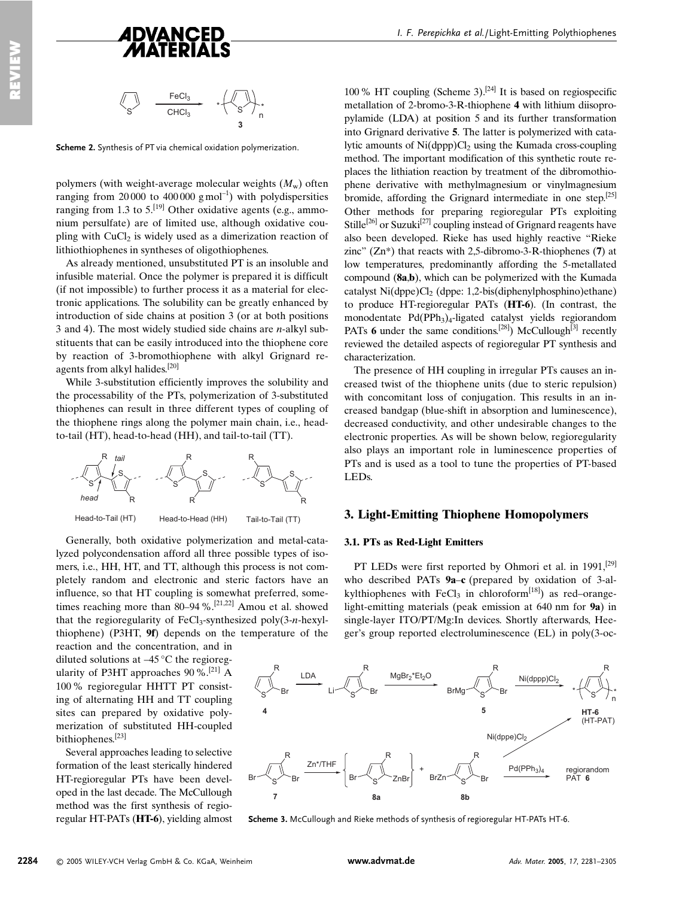Scheme 2. Synthesis of PT via chemical oxidation polymerization.

polymers (with weight-average molecular weights ($M_w$) often ranging from 20 000 to 400 000 g mol$^{-1}$) with polydispersities ranging from 1.3 to 5.[19] Other oxidative agents (e.g., ammonium persulfate) are of limited use, although oxidative coupling with $CuCl_2$ is widely used as a dimerization reaction of lithiothiophenes in syntheses of oligothiophenes.

As already mentioned, unsubstituted PT is an insoluble and infusible material. Once the polymer is prepared it is difficult (if not impossible) to further process it as a material for electronic applications. The solubility can be greatly enhanced by introduction of side chains at position 3 (or at both positions 3 and 4). The most widely studied side chains are *n*-alkyl substituents that can be easily introduced into the thiophene core by reaction of 3-bromothiophene with alkyl Grignard reagents from alkyl halides.[20]

While 3-substitution efficiently improves the solubility and the processability of the PTs, polymerization of 3-substituted thiophenes can result in three different types of coupling of the thiophene rings along the polymer main chain, i.e., head-to-tail (HT), head-to-head (HH), and tail-to-tail (TT).

Head-to-Tail (HT) — Head-to-Head (HH) — Tail-to-Tail (TT)

Generally, both oxidative polymerization and metal-catalyzed polycondensation afford all three possible types of isomers, i.e., HH, HT, and TT, although this process is not completely random and electronic and steric factors have an influence, so that HT coupling is somewhat preferred, sometimes reaching more than 80–94 %.[21,22] Amou et al. showed that the regioregularity of $FeCl_3$-synthesized poly(3-*n*-hexylthiophene) (P3HT, **9f**) depends on the temperature of the reaction and the concentration, and in diluted solutions at –45 °C the regioregularity of P3HT approaches 90 %.[21] A 100 % regioregular HHTT PT consisting of alternating HH and TT coupling sites can prepared by oxidative polymerization of substituted HH-coupled bithiophenes.[23]

Several approaches leading to selective formation of the least sterically hindered HT-regioregular PTs have been developed in the last decade. The McCullough method was the first synthesis of regioregular HT-PATs (**HT-6**), yielding almost 100 % HT coupling (Scheme 3).[24] It is based on regiospecific metallation of 2-bromo-3-R-thiophene **4** with lithium diisopropylamide (LDA) at position 5 and its further transformation into Grignard derivative **5**. The latter is polymerized with catalytic amounts of $Ni(dppp)Cl_2$ using the Kumada cross-coupling method. The important modification of this synthetic route replaces the lithiation reaction by treatment of the dibromothiophene derivative with methylmagnesium or vinylmagnesium bromide, affording the Grignard intermediate in one step.[25] Other methods for preparing regioregular PTs exploiting Stille[26] or Suzuki[27] coupling instead of Grignard reagents have also been developed. Rieke has used highly reactive "Rieke zinc" (Zn*) that reacts with 2,5-dibromo-3-R-thiophenes (**7**) at low temperatures, predominantly affording the 5-metallated compound (**8a**,**b**), which can be polymerized with the Kumada catalyst $Ni(dppe)Cl_2$ (dppe: 1,2-bis(diphenylphosphino)ethane) to produce HT-regioregular PATs (**HT-6**). (In contrast, the monodentate $Pd(PPh_3)_4$-ligated catalyst yields regiorandom PATs **6** under the same conditions.[28]) McCullough[3] recently reviewed the detailed aspects of regioregular PT synthesis and characterization.

The presence of HH coupling in irregular PTs causes an increased twist of the thiophene units (due to steric repulsion) with concomitant loss of conjugation. This results in an increased bandgap (blue-shift in absorption and luminescence), decreased conductivity, and other undesirable changes to the electronic properties. As will be shown below, regioregularity also plays an important role in luminescence properties of PTs and is used as a tool to tune the properties of PT-based LEDs.

## 3. Light-Emitting Thiophene Homopolymers

### 3.1. PTs as Red-Light Emitters

PT LEDs were first reported by Ohmori et al. in 1991,[29] who described PATs **9a**–**c** (prepared by oxidation of 3-alkylthiophenes with $FeCl_3$ in chloroform[18]) as red–orange-light-emitting materials (peak emission at 640 nm for **9a**) in single-layer ITO/PT/Mg:In devices. Shortly afterwards, Heeger's group reported electroluminescence (EL) in poly(3-oc-

Scheme 3. McCullough and Rieke methods of synthesis of regioregular HT-PATs HT-6.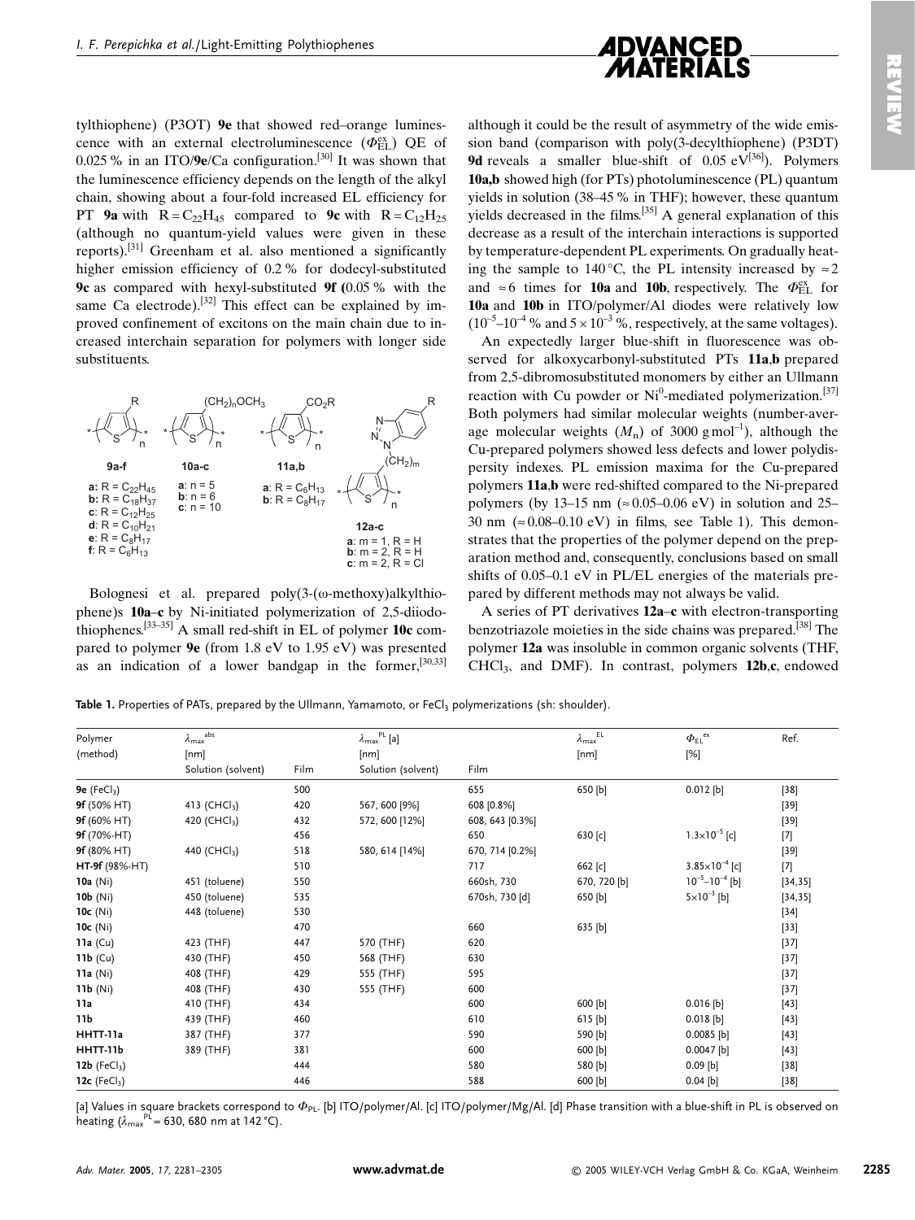tylthiophene) (P3OT) **9e** that showed red–orange luminescence with an external electroluminescence ($\Phi_{EL}^{ex}$) QE of 0.025 % in an ITO/**9e**/Ca configuration.[30] It was shown that the luminescence efficiency depends on the length of the alkyl chain, showing about a four-fold increased EL efficiency for PT **9a** with $R = C_{22}H_{45}$ compared to **9c** with $R = C_{12}H_{25}$ (although no quantum-yield values were given in these reports).[31] Greenham et al. also mentioned a significantly higher emission efficiency of 0.2 % for dodecyl-substituted **9c** as compared with hexyl-substituted **9f** (0.05 % with the same Ca electrode).[32] This effect can be explained by improved confinement of excitons on the main chain due to increased interchain separation for polymers with longer side substituents.

**9a–f**
**a**: $R = C_{22}H_{45}$
**b**: $R = C_{18}H_{37}$
**c**: $R = C_{12}H_{25}$
**d**: $R = C_{10}H_{21}$
**e**: $R = C_8H_{17}$
**f**: $R = C_6H_{13}$

**10a–c**
**a**: n = 5
**b**: n = 6
**c**: n = 10

**11a,b**
**a**: $R = C_6H_{13}$
**b**: $R = C_8H_{17}$

**12a–c**
**a**: m = 1, R = H
**b**: m = 2, R = H
**c**: m = 2, R = Cl

Bolognesi et al. prepared poly(3-(ω-methoxy)alkylthiophene)s **10a–c** by Ni-initiated polymerization of 2,5-diiodothiophenes.[33–35] A small red-shift in EL of polymer **10c** compared to polymer **9e** (from 1.8 eV to 1.95 eV) was presented as an indication of a lower bandgap in the former,[30,33] although it could be the result of asymmetry of the wide emission band (comparison with poly(3-decylthiophene) (P3DT) **9d** reveals a smaller blue-shift of 0.05 eV[36]). Polymers **10a,b** showed high (for PTs) photoluminescence (PL) quantum yields in solution (38–45 % in THF); however, these quantum yields decreased in the films.[35] A general explanation of this decrease as a result of the interchain interactions is supported by temperature-dependent PL experiments. On gradually heating the sample to 140 °C, the PL intensity increased by ≈2 and ≈6 times for **10a** and **10b**, respectively. The $\Phi_{EL}^{ex}$ for **10a** and **10b** in ITO/polymer/Al diodes were relatively low ($10^{-5}$–$10^{-4}$ % and $5\times10^{-3}$ %, respectively, at the same voltages).

An expectedly larger blue-shift in fluorescence was observed for alkoxycarbonyl-substituted PTs **11a,b** prepared from 2,5-dibromosubstituted monomers by either an Ullmann reaction with Cu powder or Ni$^0$-mediated polymerization.[37] Both polymers had similar molecular weights (number-average molecular weights ($M_n$) of 3000 g mol$^{-1}$), although the Cu-prepared polymers showed less defects and lower polydispersity indexes. PL emission maxima for the Cu-prepared polymers **11a,b** were red-shifted compared to the Ni-prepared polymers (by 13–15 nm (≈0.05–0.06 eV) in solution and 25–30 nm (≈0.08–0.10 eV) in films, see Table 1). This demonstrates that the properties of the polymer depend on the preparation method and, consequently, conclusions based on small shifts of 0.05–0.1 eV in PL/EL energies of the materials prepared by different methods may not always be valid.

A series of PT derivatives **12a–c** with electron-transporting benzotriazole moieties in the side chains was prepared.[38] The polymer **12a** was insoluble in common organic solvents (THF, $CHCl_3$, and DMF). In contrast, polymers **12b,c**, endowed

**Table 1.** Properties of PATs, prepared by the Ullmann, Yamamoto, or $FeCl_3$ polymerizations (sh: shoulder).

| Polymer (method) | $\lambda_{max}^{abs}$ [nm] Solution (solvent) | Film | $\lambda_{max}^{PL}$ [a] [nm] Solution (solvent) | Film | $\lambda_{max}^{EL}$ [nm] | $\Phi_{EL}^{ex}$ [%] | Ref. |
|---|---|---|---|---|---|---|---|
| **9e** ($FeCl_3$) | | 500 | | 655 | 650 [b] | 0.012 [b] | [38] |
| **9f** (50% HT) | 413 ($CHCl_3$) | 420 | 567, 600 [9%] | 608 [0.8%] | | | [39] |
| **9f** (60% HT) | 420 ($CHCl_3$) | 432 | 572, 600 [12%] | 608, 643 [0.3%] | | | [39] |
| **9f** (70%-HT) | | 456 | | 650 | 630 [c] | $1.3\times10^{-5}$ [c] | [7] |
| **9f** (80% HT) | 440 ($CHCl_3$) | 518 | 580, 614 [14%] | 670, 714 [0.2%] | | | [39] |
| **HT-9f** (98%-HT) | | 510 | | 717 | 662 [c] | $3.85\times10^{-4}$ [c] | [7] |
| **10a** (Ni) | 451 (toluene) | 550 | | 660sh, 730 | 670, 720 [b] | $10^{-5}$–$10^{-4}$ [b] | [34,35] |
| **10b** (Ni) | 450 (toluene) | 535 | | 670sh, 730 [d] | 650 [b] | $5\times10^{-3}$ [b] | [34,35] |
| **10c** (Ni) | 448 (toluene) | 530 | | | | | [34] |
| **10c** (Ni) | | 470 | | 660 | 635 [b] | | [33] |
| **11a** (Cu) | 423 (THF) | 447 | 570 (THF) | 620 | | | [37] |
| **11b** (Cu) | 430 (THF) | 450 | 568 (THF) | 630 | | | [37] |
| **11a** (Ni) | 408 (THF) | 429 | 555 (THF) | 595 | | | [37] |
| **11b** (Ni) | 408 (THF) | 430 | 555 (THF) | 600 | | | [37] |
| **11a** | 410 (THF) | 434 | | 600 | 600 [b] | 0.016 [b] | [43] |
| **11b** | 439 (THF) | 460 | | 610 | 615 [b] | 0.018 [b] | [43] |
| **HHTT-11a** | 387 (THF) | 377 | | 590 | 590 [b] | 0.0085 [b] | [43] |
| **HHTT-11b** | 389 (THF) | 381 | | 600 | 600 [b] | 0.0047 [b] | [43] |
| **12b** ($FeCl_3$) | | 444 | | 580 | 580 [b] | 0.09 [b] | [38] |
| **12c** ($FeCl_3$) | | 446 | | 588 | 600 [b] | 0.04 [b] | [38] |

[a] Values in square brackets correspond to $\Phi_{PL}$. [b] ITO/polymer/Al. [c] ITO/polymer/Mg/Al. [d] Phase transition with a blue-shift in PL is observed on heating ($\lambda_{max}^{PL}$ = 630, 680 nm at 142 °C).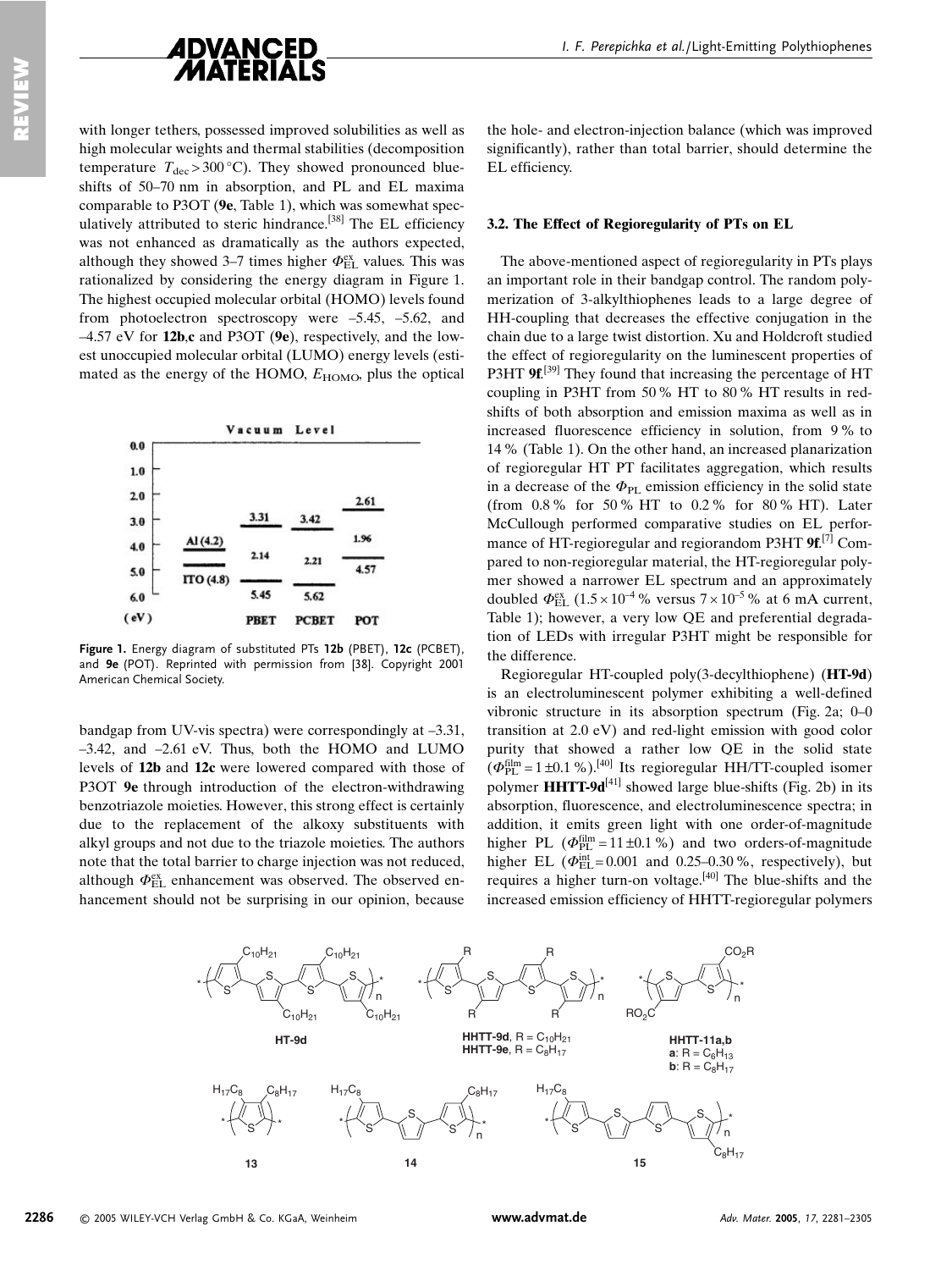with longer tethers, possessed improved solubilities as well as high molecular weights and thermal stabilities (decomposition temperature $T_{dec} > 300\,°C$). They showed pronounced blue-shifts of 50–70 nm in absorption, and PL and EL maxima comparable to P3OT (**9e**, Table 1), which was somewhat speculatively attributed to steric hindrance.[38] The EL efficiency was not enhanced as dramatically as the authors expected, although they showed 3–7 times higher $\Phi_{EL}^{ex}$ values. This was rationalized by considering the energy diagram in Figure 1. The highest occupied molecular orbital (HOMO) levels found from photoelectron spectroscopy were –5.45, –5.62, and –4.57 eV for **12b**,**c** and P3OT (**9e**), respectively, and the lowest unoccupied molecular orbital (LUMO) energy levels (estimated as the energy of the HOMO, $E_{HOMO}$, plus the optical bandgap from UV-vis spectra) were correspondingly at –3.31, –3.42, and –2.61 eV. Thus, both the HOMO and LUMO levels of **12b** and **12c** were lowered compared with those of P3OT **9e** through introduction of the electron-withdrawing benzotriazole moieties. However, this strong effect is certainly due to the replacement of the alkoxy substituents with alkyl groups and not due to the triazole moieties. The authors note that the total barrier to charge injection was not reduced, although $\Phi_{EL}^{ex}$ enhancement was observed. The observed enhancement should not be surprising in our opinion, because the hole- and electron-injection balance (which was improved significantly), rather than total barrier, should determine the EL efficiency.

**Figure 1.** Energy diagram of substituted PTs **12b** (PBET), **12c** (PCBET), and **9e** (POT). Reprinted with permission from [38]. Copyright 2001 American Chemical Society.

### 3.2. The Effect of Regioregularity of PTs on EL

The above-mentioned aspect of regioregularity in PTs plays an important role in their bandgap control. The random polymerization of 3-alkylthiophenes leads to a large degree of HH-coupling that decreases the effective conjugation in the chain due to a large twist distortion. Xu and Holdcroft studied the effect of regioregularity on the luminescent properties of P3HT **9f**.[39] They found that increasing the percentage of HT coupling in P3HT from 50 % HT to 80 % HT results in red-shifts of both absorption and emission maxima as well as in increased fluorescence efficiency in solution, from 9 % to 14 % (Table 1). On the other hand, an increased planarization of regioregular HT PT facilitates aggregation, which results in a decrease of the $\Phi_{PL}$ emission efficiency in the solid state (from 0.8 % for 50 % HT to 0.2 % for 80 % HT). Later McCullough performed comparative studies on EL performance of HT-regioregular and regiorandom P3HT **9f**.[7] Compared to non-regioregular material, the HT-regioregular polymer showed a narrower EL spectrum and an approximately doubled $\Phi_{EL}^{ex}$ ($1.5 \times 10^{-4}$ % versus $7 \times 10^{-5}$ % at 6 mA current, Table 1); however, a very low QE and preferential degradation of LEDs with irregular P3HT might be responsible for the difference.

Regioregular HT-coupled poly(3-decylthiophene) (**HT-9d**) is an electroluminescent polymer exhibiting a well-defined vibronic structure in its absorption spectrum (Fig. 2a; 0–0 transition at 2.0 eV) and red-light emission with good color purity that showed a rather low QE in the solid state ($\Phi_{PL}^{film} = 1 \pm 0.1$ %).[40] Its regioregular HH/TT-coupled isomer polymer **HHTT-9d**[41] showed large blue-shifts (Fig. 2b) in its absorption, fluorescence, and electroluminescence spectra; in addition, it emits green light with one order-of-magnitude higher PL ($\Phi_{PL}^{film} = 11 \pm 0.1$ %) and two orders-of-magnitude higher EL ($\Phi_{EL}^{int} = 0.001$ and 0.25–0.30 %, respectively), but requires a higher turn-on voltage.[40] The blue-shifts and the increased emission efficiency of HHTT-regioregular polymers

**HT-9d**

**HHTT-9d**, R = $C_{10}H_{21}$
**HHTT-9e**, R = $C_8H_{17}$

**HHTT-11a,b**
**a**: R = $C_6H_{13}$
**b**: R = $C_8H_{17}$

**13**

**14**

**15**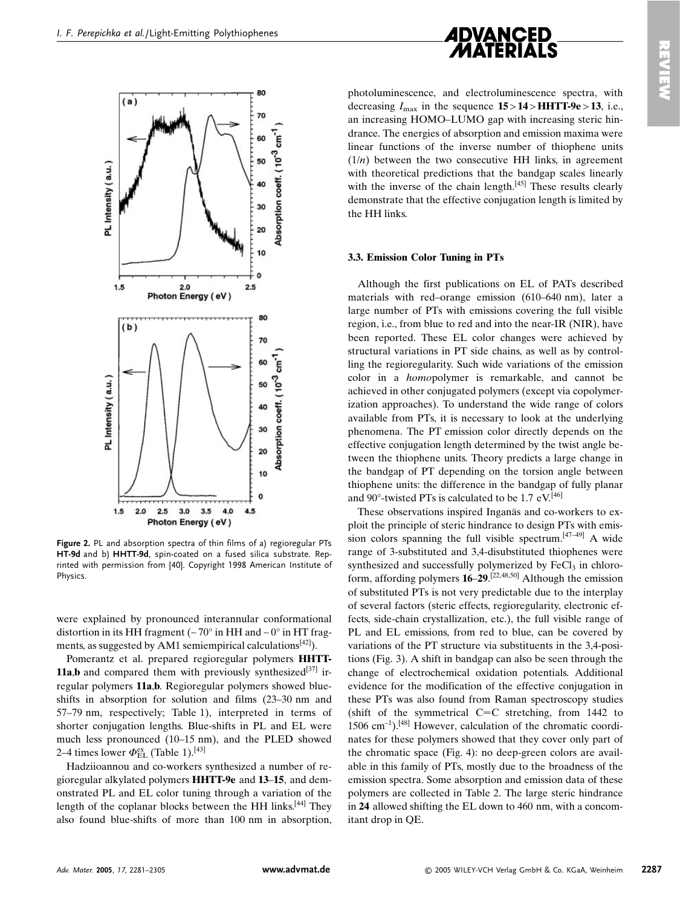Figure 2. PL and absorption spectra of thin films of a) regioregular PTs **HT-9d** and b) **HHTT-9d**, spin-coated on a fused silica substrate. Reprinted with permission from [40]. Copyright 1998 American Institute of Physics.

were explained by pronounced interannular conformational distortion in its HH fragment (~70° in HH and ~0° in HT fragments, as suggested by AM1 semiempirical calculations[42]).

Pomerantz et al. prepared regioregular polymers **HHTT-11a**,**b** and compared them with previously synthesized[37] irregular polymers **11a**,**b**. Regioregular polymers showed blue-shifts in absorption for solution and films (23–30 nm and 57–79 nm, respectively; Table 1), interpreted in terms of shorter conjugation lengths. Blue-shifts in PL and EL were much less pronounced (10–15 nm), and the PLED showed 2–4 times lower $\Phi_{EL}^{ex}$ (Table 1).[43]

Hadziioannou and co-workers synthesized a number of regioregular alkylated polymers **HHTT-9e** and **13**–**15**, and demonstrated PL and EL color tuning through a variation of the length of the coplanar blocks between the HH links.[44] They also found blue-shifts of more than 100 nm in absorption, photoluminescence, and electroluminescence spectra, with decreasing $I_{max}$ in the sequence **15** > **14** > **HHTT-9e** > **13**, i.e., an increasing HOMO–LUMO gap with increasing steric hindrance. The energies of absorption and emission maxima were linear functions of the inverse number of thiophene units ($1/n$) between the two consecutive HH links, in agreement with theoretical predictions that the bandgap scales linearly with the inverse of the chain length.[45] These results clearly demonstrate that the effective conjugation length is limited by the HH links.

### 3.3. Emission Color Tuning in PTs

Although the first publications on EL of PATs described materials with red–orange emission (610–640 nm), later a large number of PTs with emissions covering the full visible region, i.e., from blue to red and into the near-IR (NIR), have been reported. These EL color changes were achieved by structural variations in PT side chains, as well as by controlling the regioregularity. Such wide variations of the emission color in a *homo*polymer is remarkable, and cannot be achieved in other conjugated polymers (except via copolymerization approaches). To understand the wide range of colors available from PTs, it is necessary to look at the underlying phenomena. The PT emission color directly depends on the effective conjugation length determined by the twist angle between the thiophene units. Theory predicts a large change in the bandgap of PT depending on the torsion angle between thiophene units: the difference in the bandgap of fully planar and 90°-twisted PTs is calculated to be 1.7 eV.[46]

These observations inspired Inganäs and co-workers to exploit the principle of steric hindrance to design PTs with emission colors spanning the full visible spectrum.[47–49] A wide range of 3-substituted and 3,4-disubstituted thiophenes were synthesized and successfully polymerized by $FeCl_3$ in chloroform, affording polymers **16**–**29**.[22,48,50] Although the emission of substituted PTs is not very predictable due to the interplay of several factors (steric effects, regioregularity, electronic effects, side-chain crystallization, etc.), the full visible range of PL and EL emissions, from red to blue, can be covered by variations of the PT structure via substituents in the 3,4-positions (Fig. 3). A shift in bandgap can also be seen through the change of electrochemical oxidation potentials. Additional evidence for the modification of the effective conjugation in these PTs was also found from Raman spectroscopy studies (shift of the symmetrical C=C stretching, from 1442 to 1506 $cm^{-1}$).[48] However, calculation of the chromatic coordinates for these polymers showed that they cover only part of the chromatic space (Fig. 4): no deep-green colors are available in this family of PTs, mostly due to the broadness of the emission spectra. Some absorption and emission data of these polymers are collected in Table 2. The large steric hindrance in **24** allowed shifting the EL down to 460 nm, with a concomitant drop in QE.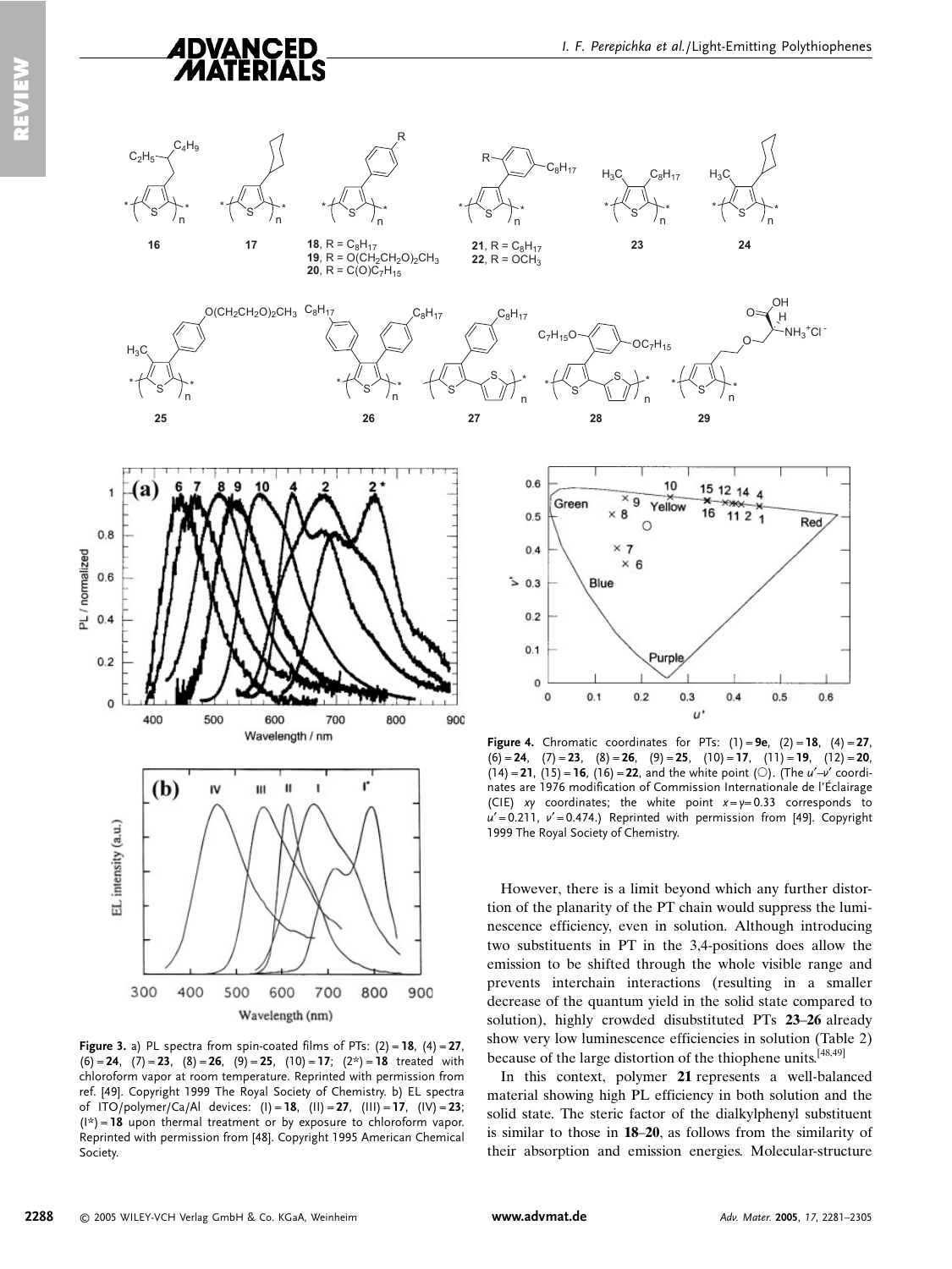**16** **17** **18**, R = $C_8H_{17}$ **19**, R = $O(CH_2CH_2O)_2CH_3$ **20**, R = $C(O)C_7H_{15}$ **21**, R = $C_8H_{17}$ **22**, R = $OCH_3$ **23** **24**

**25** **26** **27** **28** **29**

**Figure 3.** a) PL spectra from spin-coated films of PTs: (2) = **18**, (4) = **27**, (6) = **24**, (7) = **23**, (8) = **26**, (9) = **25**, (10) = **17**; (2*) = **18** treated with chloroform vapor at room temperature. Reprinted with permission from ref. [49]. Copyright 1999 The Royal Society of Chemistry. b) EL spectra of ITO/polymer/Ca/Al devices: (I) = **18**, (II) = **27**, (III) = **17**, (IV) = **23**; (I*) = **18** upon thermal treatment or by exposure to chloroform vapor. Reprinted with permission from [48]. Copyright 1995 American Chemical Society.

**Figure 4.** Chromatic coordinates for PTs: (1) = **9e**, (2) = **18**, (4) = **27**, (6) = **24**, (7) = **23**, (8) = **26**, (9) = **25**, (10) = **17**, (11) = **19**, (12) = **20**, (14) = **21**, (15) = **16**, (16) = **22**, and the white point (○). (The $u'$–$v'$ coordinates are 1976 modification of Commission Internationale de l'Éclairage (CIE) $xy$ coordinates; the white point $x = y = 0.33$ corresponds to $u' = 0.211$, $v' = 0.474$.) Reprinted with permission from [49]. Copyright 1999 The Royal Society of Chemistry.

However, there is a limit beyond which any further distortion of the planarity of the PT chain would suppress the luminescence efficiency, even in solution. Although introducing two substituents in PT in the 3,4-positions does allow the emission to be shifted through the whole visible range and prevents interchain interactions (resulting in a smaller decrease of the quantum yield in the solid state compared to solution), highly crowded disubstituted PTs **23**–**26** already show very low luminescence efficiencies in solution (Table 2) because of the large distortion of the thiophene units.[48,49]

In this context, polymer **21** represents a well-balanced material showing high PL efficiency in both solution and the solid state. The steric factor of the dialkylphenyl substituent is similar to those in **18**–**20**, as follows from the similarity of their absorption and emission energies. Molecular-structure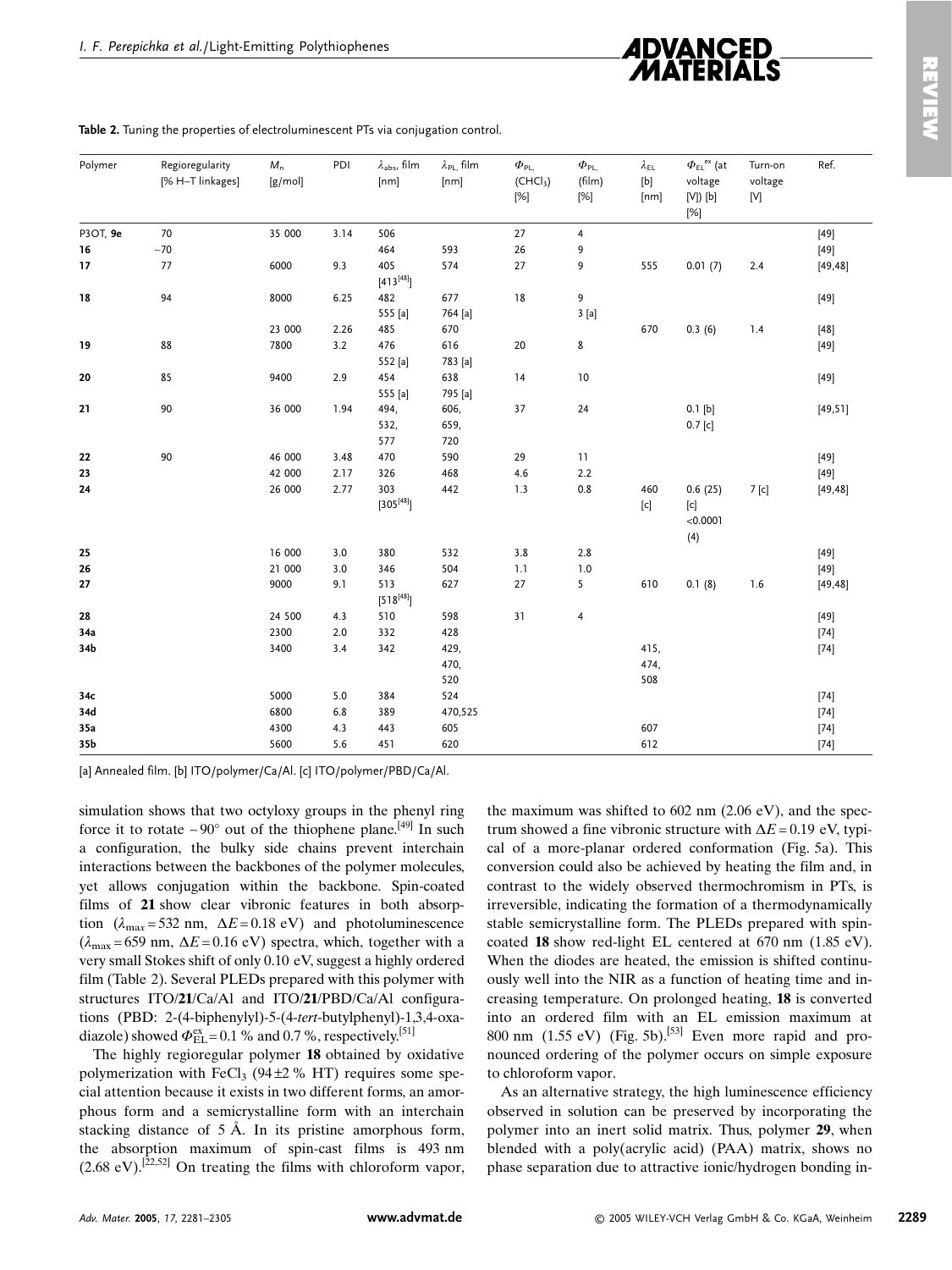**Table 2.** Tuning the properties of electroluminescent PTs via conjugation control.

| Polymer | Regioregularity [% H–T linkages] | $M_n$ [g/mol] | PDI | $\lambda_{abs}$, film [nm] | $\lambda_{PL}$, film [nm] | $\Phi_{PL}$ ($CHCl_3$) [%] | $\Phi_{PL}$ (film) [%] | $\lambda_{EL}$ [b] [nm] | $\Phi_{EL}^{ex}$ (at voltage [V]) [b] [%] | Turn-on voltage [V] | Ref. |
|---|---|---|---|---|---|---|---|---|---|---|---|
| P3OT, **9e** | 70 | 35 000 | 3.14 | 506 | | 27 | 4 | | | | [49] |
| **16** | ~70 | | | 464 | 593 | 26 | 9 | | | | [49] |
| **17** | 77 | 6000 | 9.3 | 405 [413[48]] | 574 | 27 | 9 | 555 | 0.01 (7) | 2.4 | [49,48] |
| **18** | 94 | 8000 | 6.25 | 482<br>555 [a] | 677<br>764 [a] | 18 | 9<br>3 [a] | | | | [49] |
| | | 23 000 | 2.26 | 485 | 670 | | | 670 | 0.3 (6) | 1.4 | [48] |
| **19** | 88 | 7800 | 3.2 | 476<br>552 [a] | 616<br>783 [a] | 20 | 8 | | | | [49] |
| **20** | 85 | 9400 | 2.9 | 454<br>555 [a] | 638<br>795 [a] | 14 | 10 | | | | [49] |
| **21** | 90 | 36 000 | 1.94 | 494,<br>532,<br>577 | 606,<br>659,<br>720 | 37 | 24 | | 0.1 [b]<br>0.7 [c] | | [49,51] |
| **22** | 90 | 46 000 | 3.48 | 470 | 590 | 29 | 11 | | | | [49] |
| **23** | | 42 000 | 2.17 | 326 | 468 | 4.6 | 2.2 | | | | [49] |
| **24** | | 26 000 | 2.77 | 303 [305[48]] | 442 | 1.3 | 0.8 | 460 [c] | 0.6 (25) [c]<br><0.0001 (4) | 7 [c] | [49,48] |
| **25** | | 16 000 | 3.0 | 380 | 532 | 3.8 | 2.8 | | | | [49] |
| **26** | | 21 000 | 3.0 | 346 | 504 | 1.1 | 1.0 | | | | [49] |
| **27** | | 9000 | 9.1 | 513 [518[48]] | 627 | 27 | 5 | 610 | 0.1 (8) | 1.6 | [49,48] |
| **28** | | 24 500 | 4.3 | 510 | 598 | 31 | 4 | | | | [49] |
| **34a** | | 2300 | 2.0 | 332 | 428 | | | | | | [74] |
| **34b** | | 3400 | 3.4 | 342 | 429,<br>470,<br>520 | | | 415,<br>474,<br>508 | | | [74] |
| **34c** | | 5000 | 5.0 | 384 | 524 | | | | | | [74] |
| **34d** | | 6800 | 6.8 | 389 | 470,525 | | | | | | [74] |
| **35a** | | 4300 | 4.3 | 443 | 605 | | | 607 | | | [74] |
| **35b** | | 5600 | 5.6 | 451 | 620 | | | 612 | | | [74] |

[a] Annealed film. [b] ITO/polymer/Ca/Al. [c] ITO/polymer/PBD/Ca/Al.

simulation shows that two octyloxy groups in the phenyl ring force it to rotate ~90° out of the thiophene plane.[49] In such a configuration, the bulky side chains prevent interchain interactions between the backbones of the polymer molecules, yet allows conjugation within the backbone. Spin-coated films of **21** show clear vibronic features in both absorption ($\lambda_{max}$ = 532 nm, $\Delta E$ = 0.18 eV) and photoluminescence ($\lambda_{max}$ = 659 nm, $\Delta E$ = 0.16 eV) spectra, which, together with a very small Stokes shift of only 0.10 eV, suggest a highly ordered film (Table 2). Several PLEDs prepared with this polymer with structures ITO/**21**/Ca/Al and ITO/**21**/PBD/Ca/Al configurations (PBD: 2-(4-biphenylyl)-5-(4-*tert*-butylphenyl)-1,3,4-oxadiazole) showed $\Phi_{EL}^{ex}$ = 0.1 % and 0.7 %, respectively.[51]

The highly regioregular polymer **18** obtained by oxidative polymerization with $FeCl_3$ (94±2 % HT) requires some special attention because it exists in two different forms, an amorphous form and a semicrystalline form with an interchain stacking distance of 5 Å. In its pristine amorphous form, the absorption maximum of spin-cast films is 493 nm (2.68 eV).[22,52] On treating the films with chloroform vapor, the maximum was shifted to 602 nm (2.06 eV), and the spectrum showed a fine vibronic structure with $\Delta E$ = 0.19 eV, typical of a more-planar ordered conformation (Fig. 5a). This conversion could also be achieved by heating the film and, in contrast to the widely observed thermochromism in PTs, is irreversible, indicating the formation of a thermodynamically stable semicrystalline form. The PLEDs prepared with spin-coated **18** show red-light EL centered at 670 nm (1.85 eV). When the diodes are heated, the emission is shifted continuously well into the NIR as a function of heating time and increasing temperature. On prolonged heating, **18** is converted into an ordered film with an EL emission maximum at 800 nm (1.55 eV) (Fig. 5b).[53] Even more rapid and pronounced ordering of the polymer occurs on simple exposure to chloroform vapor.

As an alternative strategy, the high luminescence efficiency observed in solution can be preserved by incorporating the polymer into an inert solid matrix. Thus, polymer **29**, when blended with a poly(acrylic acid) (PAA) matrix, shows no phase separation due to attractive ionic/hydrogen bonding in-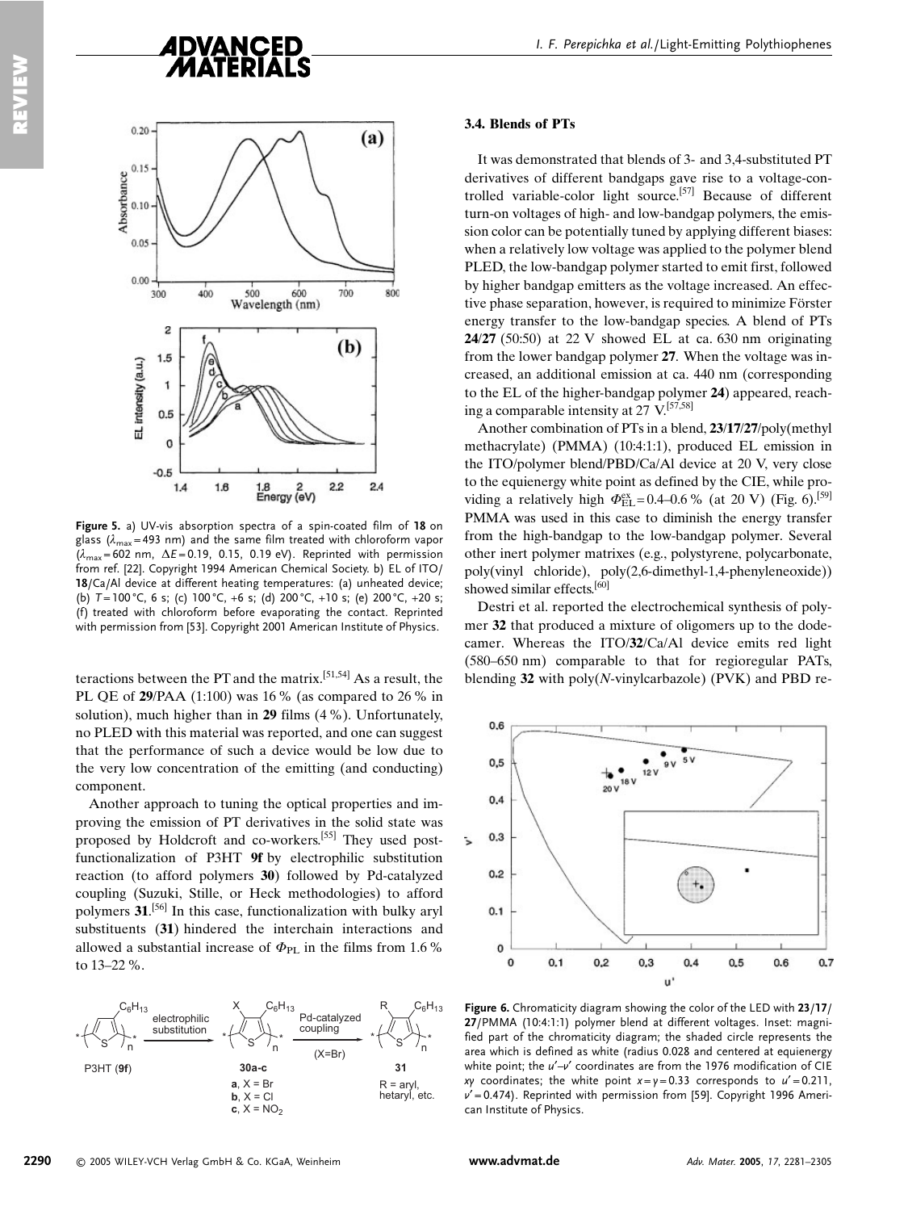Figure 5. a) UV-vis absorption spectra of a spin-coated film of **18** on glass ($\lambda_{max}$ = 493 nm) and the same film treated with chloroform vapor ($\lambda_{max}$ = 602 nm, $\Delta E$ = 0.19, 0.15, 0.19 eV). Reprinted with permission from ref. [22]. Copyright 1994 American Chemical Society. b) EL of ITO/**18**/Ca/Al device at different heating temperatures: (a) unheated device; (b) $T$ = 100 °C, 6 s; (c) 100 °C, +6 s; (d) 200 °C, +10 s; (e) 200 °C, +20 s; (f) treated with chloroform before evaporating the contact. Reprinted with permission from [53]. Copyright 2001 American Institute of Physics.

teractions between the PT and the matrix.[51,54] As a result, the PL QE of **29**/PAA (1:100) was 16 % (as compared to 26 % in solution), much higher than in **29** films (4 %). Unfortunately, no PLED with this material was reported, and one can suggest that the performance of such a device would be low due to the very low concentration of the emitting (and conducting) component.

Another approach to tuning the optical properties and improving the emission of PT derivatives in the solid state was proposed by Holdcroft and co-workers.[55] They used post-functionalization of P3HT **9f** by electrophilic substitution reaction (to afford polymers **30**) followed by Pd-catalyzed coupling (Suzuki, Stille, or Heck methodologies) to afford polymers **31**.[56] In this case, functionalization with bulky aryl substituents (**31**) hindered the interchain interactions and allowed a substantial increase of $\Phi_{PL}$ in the films from 1.6 % to 13–22 %.

P3HT (**9f**) → electrophilic substitution → **30a-c** (**a**, X = Br; **b**, X = Cl; **c**, X = $NO_2$) → Pd-catalyzed coupling (X=Br) → **31** (R = aryl, hetaryl, etc.)

### 3.4. Blends of PTs

It was demonstrated that blends of 3- and 3,4-substituted PT derivatives of different bandgaps gave rise to a voltage-controlled variable-color light source.[57] Because of different turn-on voltages of high- and low-bandgap polymers, the emission color can be potentially tuned by applying different biases: when a relatively low voltage was applied to the polymer blend PLED, the low-bandgap polymer started to emit first, followed by higher bandgap emitters as the voltage increased. An effective phase separation, however, is required to minimize Förster energy transfer to the low-bandgap species. A blend of PTs **24**/**27** (50:50) at 22 V showed EL at ca. 630 nm originating from the lower bandgap polymer **27**. When the voltage was increased, an additional emission at ca. 440 nm (corresponding to the EL of the higher-bandgap polymer **24**) appeared, reaching a comparable intensity at 27 V.[57,58]

Another combination of PTs in a blend, **23**/**17**/**27**/poly(methyl methacrylate) (PMMA) (10:4:1:1), produced EL emission in the ITO/polymer blend/PBD/Ca/Al device at 20 V, very close to the equienergy white point as defined by the CIE, while providing a relatively high $\Phi_{EL}^{ex}$ = 0.4–0.6 % (at 20 V) (Fig. 6).[59] PMMA was used in this case to diminish the energy transfer from the high-bandgap to the low-bandgap polymer. Several other inert polymer matrixes (e.g., polystyrene, polycarbonate, poly(vinyl chloride), poly(2,6-dimethyl-1,4-phenyleneoxide)) showed similar effects.[60]

Destri et al. reported the electrochemical synthesis of polymer **32** that produced a mixture of oligomers up to the dodecamer. Whereas the ITO/**32**/Ca/Al device emits red light (580–650 nm) comparable to that for regioregular PATs, blending **32** with poly(*N*-vinylcarbazole) (PVK) and PBD re-

Figure 6. Chromaticity diagram showing the color of the LED with **23**/**17**/**27**/PMMA (10:4:1:1) polymer blend at different voltages. Inset: magnified part of the chromaticity diagram; the shaded circle represents the area which is defined as white (radius 0.028 and centered at equienergy white point; the $u'$–$v'$ coordinates are from the 1976 modification of CIE $xy$ coordinates; the white point $x = y = 0.33$ corresponds to $u'$ = 0.211, $v'$ = 0.474). Reprinted with permission from [59]. Copyright 1996 American Institute of Physics.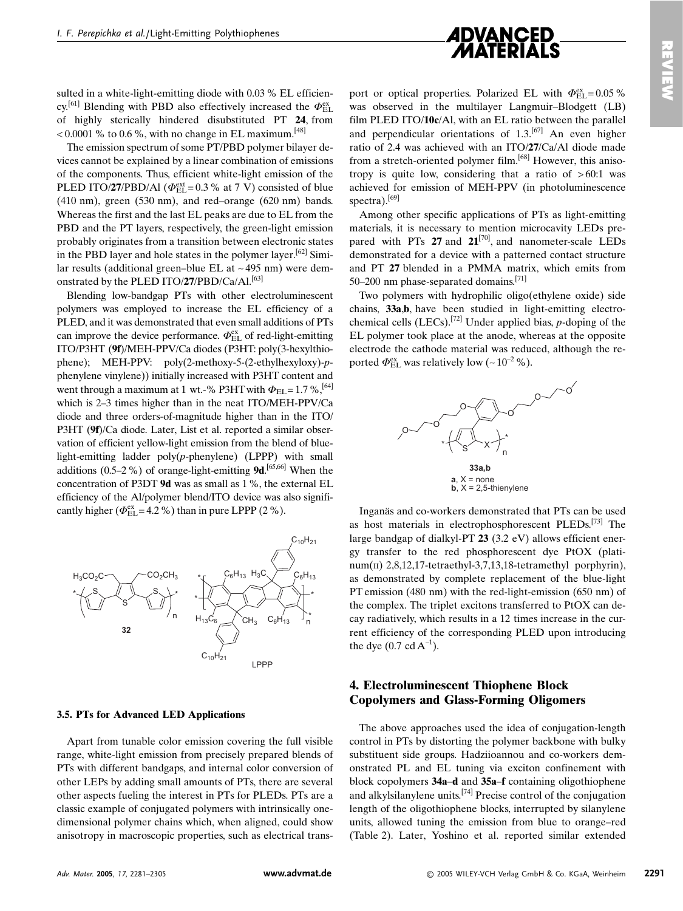sulted in a white-light-emitting diode with 0.03 % EL efficiency.[61] Blending with PBD also effectively increased the $\Phi_{EL}^{ex}$ of highly sterically hindered disubstituted PT **24**, from < 0.0001 % to 0.6 %, with no change in EL maximum.[48]

The emission spectrum of some PT/PBD polymer bilayer devices cannot be explained by a linear combination of emissions of the components. Thus, efficient white-light emission of the PLED ITO/**27**/PBD/Al ($\Phi_{EL}^{ext}$ = 0.3 % at 7 V) consisted of blue (410 nm), green (530 nm), and red–orange (620 nm) bands. Whereas the first and the last EL peaks are due to EL from the PBD and the PT layers, respectively, the green-light emission probably originates from a transition between electronic states in the PBD layer and hole states in the polymer layer.[62] Similar results (additional green–blue EL at ~ 495 nm) were demonstrated by the PLED ITO/**27**/PBD/Ca/Al.[63]

Blending low-bandgap PTs with other electroluminescent polymers was employed to increase the EL efficiency of a PLED, and it was demonstrated that even small additions of PTs can improve the device performance. $\Phi_{EL}^{ex}$ of red-light-emitting ITO/P3HT (**9f**)/MEH-PPV/Ca diodes (P3HT: poly(3-hexylthiophene); MEH-PPV: poly(2-methoxy-5-(2-ethylhexyloxy)-*p*-phenylene vinylene)) initially increased with P3HT content and went through a maximum at 1 wt.-% P3HT with $\Phi_{EL}$ = 1.7 %,[64] which is 2–3 times higher than in the neat ITO/MEH-PPV/Ca diode and three orders-of-magnitude higher than in the ITO/P3HT (**9f**)/Ca diode. Later, List et al. reported a similar observation of efficient yellow-light emission from the blend of blue-light-emitting ladder poly(*p*-phenylene) (LPPP) with small additions (0.5–2 %) of orange-light-emitting **9d**.[65,66] When the concentration of P3DT **9d** was as small as 1 %, the external EL efficiency of the Al/polymer blend/ITO device was also significantly higher ($\Phi_{EL}^{ex}$ = 4.2 %) than in pure LPPP (2 %).

**32** LPPP

### 3.5. PTs for Advanced LED Applications

Apart from tunable color emission covering the full visible range, white-light emission from precisely prepared blends of PTs with different bandgaps, and internal color conversion of other LEPs by adding small amounts of PTs, there are several other aspects fueling the interest in PTs for PLEDs. PTs are a classic example of conjugated polymers with intrinsically one-dimensional polymer chains which, when aligned, could show anisotropy in macroscopic properties, such as electrical transport or optical properties. Polarized EL with $\Phi_{EL}^{ex}$ = 0.05 % was observed in the multilayer Langmuir–Blodgett (LB) film PLED ITO/**10c**/Al, with an EL ratio between the parallel and perpendicular orientations of 1.3.[67] An even higher ratio of 2.4 was achieved with an ITO/**27**/Ca/Al diode made from a stretch-oriented polymer film.[68] However, this anisotropy is quite low, considering that a ratio of > 60:1 was achieved for emission of MEH-PPV (in photoluminescence spectra).[69]

Among other specific applications of PTs as light-emitting materials, it is necessary to mention microcavity LEDs prepared with PTs **27** and **21**[70], and nanometer-scale LEDs demonstrated for a device with a patterned contact structure and PT **27** blended in a PMMA matrix, which emits from 50–200 nm phase-separated domains.[71]

Two polymers with hydrophilic oligo(ethylene oxide) side chains, **33a**,**b**, have been studied in light-emitting electrochemical cells (LECs).[72] Under applied bias, *p*-doping of the EL polymer took place at the anode, whereas at the opposite electrode the cathode material was reduced, although the reported $\Phi_{EL}^{ex}$ was relatively low (~ $10^{-2}$ %).

**33a,b**
**a**, X = none
**b**, X = 2,5-thienylene

Inganäs and co-workers demonstrated that PTs can be used as host materials in electrophosphorescent PLEDs.[73] The large bandgap of dialkyl-PT **23** (3.2 eV) allows efficient energy transfer to the red phosphorescent dye PtOX (platinum(II) 2,8,12,17-tetraethyl-3,7,13,18-tetramethyl porphyrin), as demonstrated by complete replacement of the blue-light PT emission (480 nm) with the red-light-emission (650 nm) of the complex. The triplet excitons transferred to PtOX can decay radiatively, which results in a 12 times increase in the current efficiency of the corresponding PLED upon introducing the dye (0.7 cd $A^{-1}$).

## 4. Electroluminescent Thiophene Block Copolymers and Glass-Forming Oligomers

The above approaches used the idea of conjugation-length control in PTs by distorting the polymer backbone with bulky substituent side groups. Hadziioannou and co-workers demonstrated PL and EL tuning via exciton confinement with block copolymers **34a**–**d** and **35a**–**f** containing oligothiophene and alkylsilanylene units.[74] Precise control of the conjugation length of the oligothiophene blocks, interrupted by silanylene units, allowed tuning the emission from blue to orange–red (Table 2). Later, Yoshino et al. reported similar extended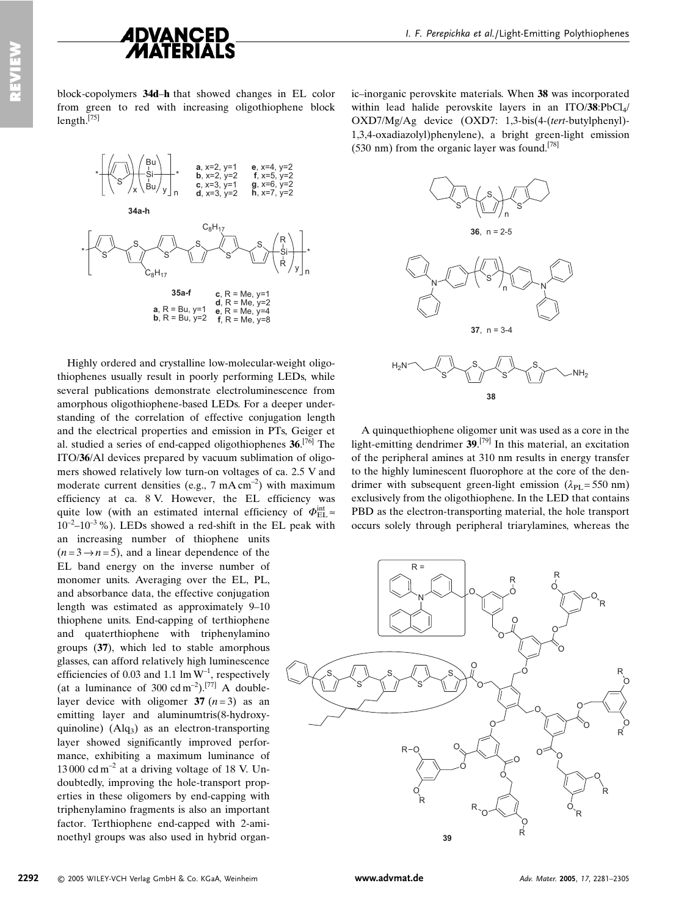block-copolymers **34d–h** that showed changes in EL color from green to red with increasing oligothiophene block length.[75]

**34a-h**: **a**, x=2, y=1; **b**, x=2, y=2; **c**, x=3, y=1; **d**, x=3, y=2; **e**, x=4, y=2; **f**, x=5, y=2; **g**, x=6, y=2; **h**, x=7, y=2

**35a-f**: **a**, R = Bu, y=1; **b**, R = Bu, y=2; **c**, R = Me, y=1; **d**, R = Me, y=2; **e**, R = Me, y=4; **f**, R = Me, y=8

Highly ordered and crystalline low-molecular-weight oligothiophenes usually result in poorly performing LEDs, while several publications demonstrate electroluminescence from amorphous oligothiophene-based LEDs. For a deeper understanding of the correlation of effective conjugation length and the electrical properties and emission in PTs, Geiger et al. studied a series of end-capped oligothiophenes **36**.[76] The ITO/**36**/Al devices prepared by vacuum sublimation of oligomers showed relatively low turn-on voltages of ca. 2.5 V and moderate current densities (e.g., 7 mA cm$^{-2}$) with maximum efficiency at ca. 8 V. However, the EL efficiency was quite low (with an estimated internal efficiency of $\Phi_{EL}^{int} \approx 10^{-2}$–$10^{-3}$ %). LEDs showed a red-shift in the EL peak with an increasing number of thiophene units ($n = 3 \rightarrow n = 5$), and a linear dependence of the EL band energy on the inverse number of monomer units. Averaging over the EL, PL, and absorbance data, the effective conjugation length was estimated as approximately 9–10 thiophene units. End-capping of terthiophene and quaterthiophene with triphenylamino groups (**37**), which led to stable amorphous glasses, can afford relatively high luminescence efficiencies of 0.03 and 1.1 lm W$^{-1}$, respectively (at a luminance of 300 cd m$^{-2}$).[77] A double-layer device with oligomer **37** ($n = 3$) as an emitting layer and aluminumtris(8-hydroxyquinoline) ($Alq_3$) as an electron-transporting layer showed significantly improved performance, exhibiting a maximum luminance of 13 000 cd m$^{-2}$ at a driving voltage of 18 V. Undoubtedly, improving the hole-transport properties in these oligomers by end-capping with triphenylamino fragments is also an important factor. Terthiophene end-capped with 2-aminoethyl groups was also used in hybrid organic–inorganic perovskite materials. When **38** was incorporated within lead halide perovskite layers in an ITO/**38**:$PbCl_4$/OXD7/Mg/Ag device (OXD7: 1,3-bis(4-(*tert*-butylphenyl)-1,3,4-oxadiazolyl)phenylene), a bright green-light emission (530 nm) from the organic layer was found.[78]

**36**, n = 2-5

**37**, n = 3-4

**38**

A quinquethiophene oligomer unit was used as a core in the light-emitting dendrimer **39**.[79] In this material, an excitation of the peripheral amines at 310 nm results in energy transfer to the highly luminescent fluorophore at the core of the dendrimer with subsequent green-light emission ($\lambda_{PL} = 550$ nm) exclusively from the oligothiophene. In the LED that contains PBD as the electron-transporting material, the hole transport occurs solely through peripheral triarylamines, whereas the

**39**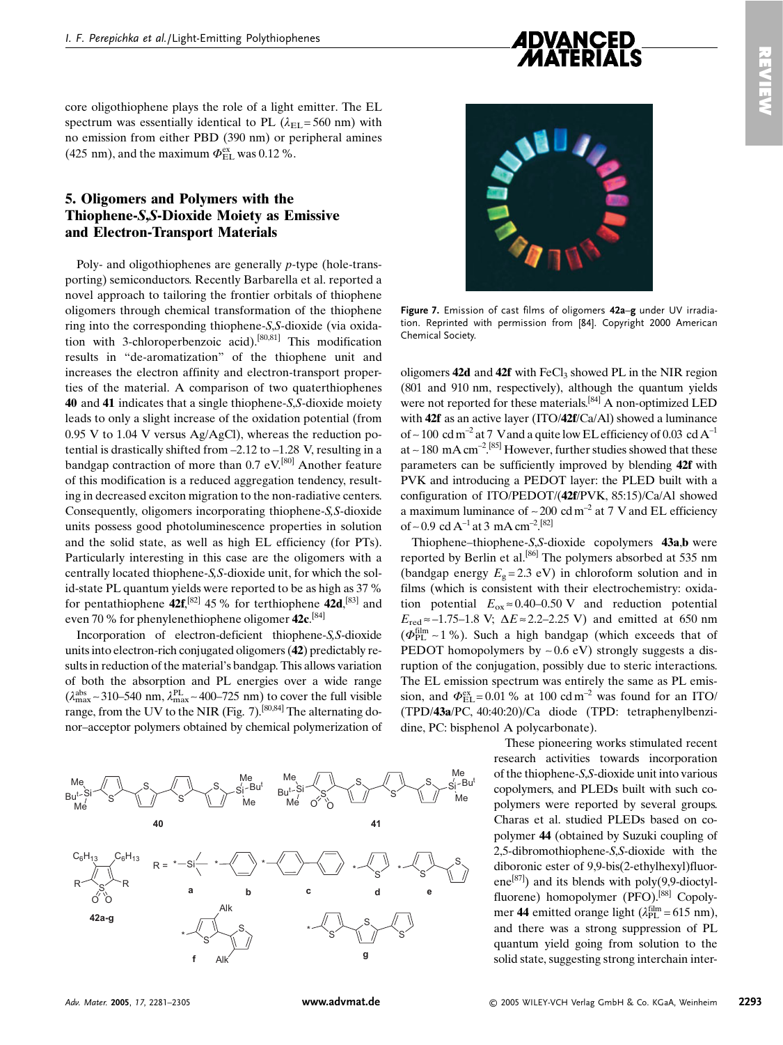core oligothiophene plays the role of a light emitter. The EL spectrum was essentially identical to PL ($\lambda_{EL}$ = 560 nm) with no emission from either PBD (390 nm) or peripheral amines (425 nm), and the maximum $\Phi_{EL}^{ex}$ was 0.12 %.

## 5. Oligomers and Polymers with the Thiophene-*S,S*-Dioxide Moiety as Emissive and Electron-Transport Materials

Poly- and oligothiophenes are generally *p*-type (hole-transporting) semiconductors. Recently Barbarella et al. reported a novel approach to tailoring the frontier orbitals of thiophene oligomers through chemical transformation of the thiophene ring into the corresponding thiophene-*S,S*-dioxide (via oxidation with 3-chloroperbenzoic acid).[80,81] This modification results in "de-aromatization" of the thiophene unit and increases the electron affinity and electron-transport properties of the material. A comparison of two quaterthiophenes **40** and **41** indicates that a single thiophene-*S,S*-dioxide moiety leads to only a slight increase of the oxidation potential (from 0.95 V to 1.04 V versus Ag/AgCl), whereas the reduction potential is drastically shifted from –2.12 to –1.28 V, resulting in a bandgap contraction of more than 0.7 eV.[80] Another feature of this modification is a reduced aggregation tendency, resulting in decreased exciton migration to the non-radiative centers. Consequently, oligomers incorporating thiophene-*S,S*-dioxide units possess good photoluminescence properties in solution and the solid state, as well as high EL efficiency (for PTs). Particularly interesting in this case are the oligomers with a centrally located thiophene-*S,S*-dioxide unit, for which the solid-state PL quantum yields were reported to be as high as 37 % for pentathiophene **42f**,[82] 45 % for terthiophene **42d**,[83] and even 70 % for phenylenethiophene oligomer **42c**.[84]

Incorporation of electron-deficient thiophene-*S,S*-dioxide units into electron-rich conjugated oligomers (**42**) predictably results in reduction of the material's bandgap. This allows variation of both the absorption and PL energies over a wide range ($\lambda_{max}^{abs}$ ~ 310–540 nm, $\lambda_{max}^{PL}$ ~ 400–725 nm) to cover the full visible range, from the UV to the NIR (Fig. 7).[80,84] The alternating donor–acceptor polymers obtained by chemical polymerization of oligomers **42d** and **42f** with $FeCl_3$ showed PL in the NIR region (801 and 910 nm, respectively), although the quantum yields were not reported for these materials.[84] A non-optimized LED with **42f** as an active layer (ITO/**42f**/Ca/Al) showed a luminance of ~ 100 cd m$^{-2}$ at 7 V and a quite low EL efficiency of 0.03 cd A$^{-1}$ at ~ 180 mA cm$^{-2}$.[85] However, further studies showed that these parameters can be sufficiently improved by blending **42f** with PVK and introducing a PEDOT layer: the PLED built with a configuration of ITO/PEDOT/(**42f**/PVK, 85:15)/Ca/Al showed a maximum luminance of ~ 200 cd m$^{-2}$ at 7 V and EL efficiency of ~ 0.9 cd A$^{-1}$ at 3 mA cm$^{-2}$.[82]

Figure 7. Emission of cast films of oligomers **42a–g** under UV irradiation. Reprinted with permission from [84]. Copyright 2000 American Chemical Society.

Thiophene–thiophene-*S,S*-dioxide copolymers **43a,b** were reported by Berlin et al.[86] The polymers absorbed at 535 nm (bandgap energy $E_g$ = 2.3 eV) in chloroform solution and in films (which is consistent with their electrochemistry: oxidation potential $E_{ox}$ ≈ 0.40–0.50 V and reduction potential $E_{red}$ ≈ –1.75–1.8 V; $\Delta E$ ≈ 2.2–2.25 V) and emitted at 650 nm ($\Phi_{PL}^{film}$ ~ 1 %). Such a high bandgap (which exceeds that of PEDOT homopolymers by ~ 0.6 eV) strongly suggests a disruption of the conjugation, possibly due to steric interactions. The EL emission spectrum was entirely the same as PL emission, and $\Phi_{EL}^{ex}$ = 0.01 % at 100 cd m$^{-2}$ was found for an ITO/(TPD/**43a**/PC, 40:40:20)/Ca diode (TPD: tetraphenylbenzidine, PC: bisphenol A polycarbonate).

These pioneering works stimulated recent research activities towards incorporation of the thiophene-*S,S*-dioxide unit into various copolymers, and PLEDs built with such copolymers were reported by several groups. Charas et al. studied PLEDs based on copolymer **44** (obtained by Suzuki coupling of 2,5-dibromothiophene-*S,S*-dioxide with the diboronic ester of 9,9-bis(2-ethylhexyl)fluorene[87]) and its blends with poly(9,9-dioctylfluorene) homopolymer (PFO).[88] Copolymer **44** emitted orange light ($\lambda_{PL}^{film}$ = 615 nm), and there was a strong suppression of PL quantum yield going from solution to the solid state, suggesting strong interchain inter-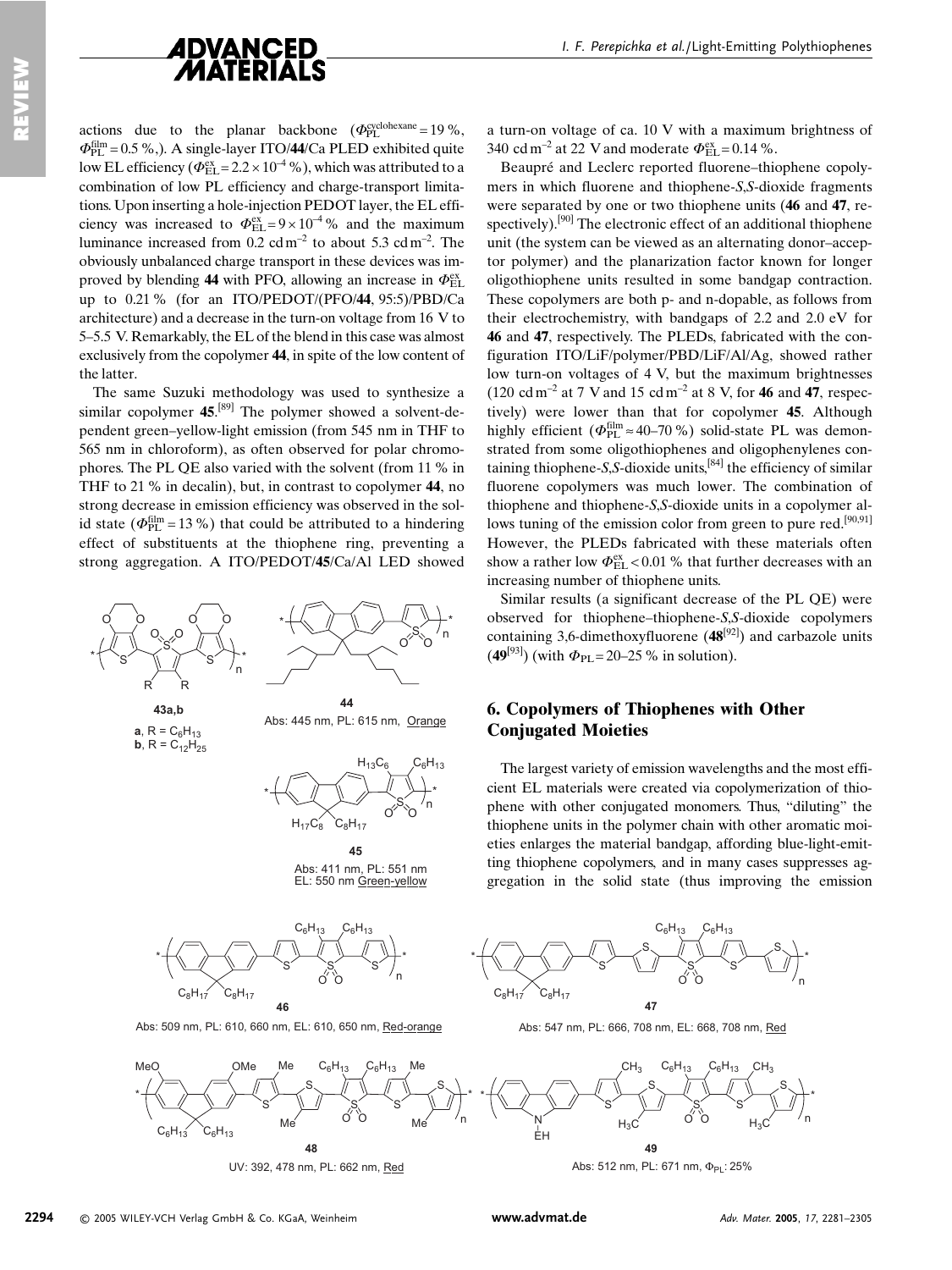actions due to the planar backbone ($\Phi_{PL}^{cyclohexane} = 19$ %, $\Phi_{PL}^{film} = 0.5$ %,). A single-layer ITO/**44**/Ca PLED exhibited quite low EL efficiency ($\Phi_{EL}^{ex} = 2.2 \times 10^{-4}$ %), which was attributed to a combination of low PL efficiency and charge-transport limitations. Upon inserting a hole-injection PEDOT layer, the EL efficiency was increased to $\Phi_{EL}^{ex} = 9 \times 10^{-4}$ % and the maximum luminance increased from 0.2 cd m$^{-2}$ to about 5.3 cd m$^{-2}$. The obviously unbalanced charge transport in these devices was improved by blending **44** with PFO, allowing an increase in $\Phi_{EL}^{ex}$ up to 0.21 % (for an ITO/PEDOT/(PFO/**44**, 95:5)/PBD/Ca architecture) and a decrease in the turn-on voltage from 16 V to 5–5.5 V. Remarkably, the EL of the blend in this case was almost exclusively from the copolymer **44**, in spite of the low content of the latter.

The same Suzuki methodology was used to synthesize a similar copolymer **45**.[89] The polymer showed a solvent-dependent green–yellow-light emission (from 545 nm in THF to 565 nm in chloroform), as often observed for polar chromophores. The PL QE also varied with the solvent (from 11 % in THF to 21 % in decalin), but, in contrast to copolymer **44**, no strong decrease in emission efficiency was observed in the solid state ($\Phi_{PL}^{film} = 13$ %) that could be attributed to a hindering effect of substituents at the thiophene ring, preventing a strong aggregation. A ITO/PEDOT/**45**/Ca/Al LED showed a turn-on voltage of ca. 10 V with a maximum brightness of 340 cd m$^{-2}$ at 22 V and moderate $\Phi_{EL}^{ex} = 0.14$ %.

Beaupré and Leclerc reported fluorene–thiophene copolymers in which fluorene and thiophene-*S*,*S*-dioxide fragments were separated by one or two thiophene units (**46** and **47**, respectively).[90] The electronic effect of an additional thiophene unit (the system can be viewed as an alternating donor–acceptor polymer) and the planarization factor known for longer oligothiophene units resulted in some bandgap contraction. These copolymers are both p- and n-dopable, as follows from their electrochemistry, with bandgaps of 2.2 and 2.0 eV for **46** and **47**, respectively. The PLEDs, fabricated with the configuration ITO/LiF/polymer/PBD/LiF/Al/Ag, showed rather low turn-on voltages of 4 V, but the maximum brightnesses (120 cd m$^{-2}$ at 7 V and 15 cd m$^{-2}$ at 8 V, for **46** and **47**, respectively) were lower than that for copolymer **45**. Although highly efficient ($\Phi_{PL}^{film} \approx 40$–70 %) solid-state PL was demonstrated from some oligothiophenes and oligophenylenes containing thiophene-*S*,*S*-dioxide units,[84] the efficiency of similar fluorene copolymers was much lower. The combination of thiophene and thiophene-*S*,*S*-dioxide units in a copolymer allows tuning of the emission color from green to pure red.[90,91] However, the PLEDs fabricated with these materials often show a rather low $\Phi_{EL}^{ex} < 0.01$ % that further decreases with an increasing number of thiophene units.

Similar results (a significant decrease of the PL QE) were observed for thiophene–thiophene-*S*,*S*-dioxide copolymers containing 3,6-dimethoxyfluorene (**48**[92]) and carbazole units (**49**[93]) (with $\Phi_{PL} = 20$–25 % in solution).

**43a,b**
**a**, R = $C_6H_{13}$
**b**, R = $C_{12}H_{25}$

**44**
Abs: 445 nm, PL: 615 nm, Orange

**45**
Abs: 411 nm, PL: 551 nm
EL: 550 nm Green-yellow

## 6. Copolymers of Thiophenes with Other Conjugated Moieties

The largest variety of emission wavelengths and the most efficient EL materials were created via copolymerization of thiophene with other conjugated monomers. Thus, "diluting" the thiophene units in the polymer chain with other aromatic moieties enlarges the material bandgap, affording blue-light-emitting thiophene copolymers, and in many cases suppresses aggregation in the solid state (thus improving the emission

**46**
Abs: 509 nm, PL: 610, 660 nm, EL: 610, 650 nm, Red-orange

**47**
Abs: 547 nm, PL: 666, 708 nm, EL: 668, 708 nm, Red

**48**
UV: 392, 478 nm, PL: 662 nm, Red

**49**
Abs: 512 nm, PL: 671 nm, $\Phi_{PL}$: 25%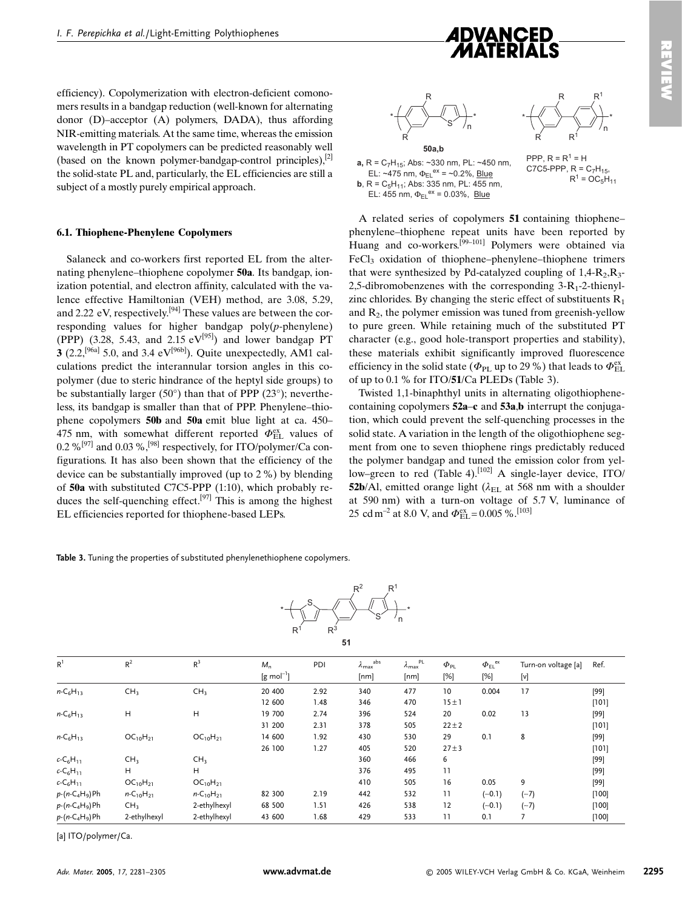efficiency). Copolymerization with electron-deficient comonomers results in a bandgap reduction (well-known for alternating donor (D)–acceptor (A) polymers, DADA), thus affording NIR-emitting materials. At the same time, whereas the emission wavelength in PT copolymers can be predicted reasonably well (based on the known polymer-bandgap-control principles),[2] the solid-state PL and, particularly, the EL efficiencies are still a subject of a mostly purely empirical approach.

### 6.1. Thiophene-Phenylene Copolymers

Salaneck and co-workers first reported EL from the alternating phenylene–thiophene copolymer **50a**. Its bandgap, ionization potential, and electron affinity, calculated with the valence effective Hamiltonian (VEH) method, are 3.08, 5.29, and 2.22 eV, respectively.[94] These values are between the corresponding values for higher bandgap poly(*p*-phenylene) (PPP) (3.28, 5.43, and 2.15 eV[95]) and lower bandgap PT **3** (2.2,[96a] 5.0, and 3.4 eV[96b]). Quite unexpectedly, AM1 calculations predict the interannular torsion angles in this copolymer (due to steric hindrance of the heptyl side groups) to be substantially larger (50°) than that of PPP (23°); nevertheless, its bandgap is smaller than that of PPP. Phenylene–thiophene copolymers **50b** and **50a** emit blue light at ca. 450–475 nm, with somewhat different reported $\Phi_{EL}^{ex}$ values of 0.2 %[97] and 0.03 %,[98] respectively, for ITO/polymer/Ca configurations. It has also been shown that the efficiency of the device can be substantially improved (up to 2 %) by blending of **50a** with substituted C7C5-PPP (1:10), which probably reduces the self-quenching effect.[97] This is among the highest EL efficiencies reported for thiophene-based LEPs.

**50a,b**

**a**, R = $C_7H_{15}$; Abs: ~330 nm, PL: ~450 nm, EL: ~475 nm, $\Phi_{EL}^{ex}$ = ~0.2%, Blue
**b**, R = $C_5H_{11}$; Abs: 335 nm, PL: 455 nm, EL: 455 nm, $\Phi_{EL}^{ex}$ = 0.03%, Blue

PPP, R = $R^1$ = H
C7C5-PPP, R = $C_7H_{15}$, $R^1$ = $OC_5H_{11}$

A related series of copolymers **51** containing thiophene–phenylene–thiophene repeat units have been reported by Huang and co-workers.[99–101] Polymers were obtained via $FeCl_3$ oxidation of thiophene–phenylene–thiophene trimers that were synthesized by Pd-catalyzed coupling of 1,4-$R_2$,$R_3$-2,5-dibromobenzenes with the corresponding 3-$R_1$-2-thienylzinc chlorides. By changing the steric effect of substituents $R_1$ and $R_2$, the polymer emission was tuned from greenish-yellow to pure green. While retaining much of the substituted PT character (e.g., good hole-transport properties and stability), these materials exhibit significantly improved fluorescence efficiency in the solid state ($\Phi_{PL}$ up to 29 %) that leads to $\Phi_{EL}^{ex}$ of up to 0.1 % for ITO/**51**/Ca PLEDs (Table 3).

Twisted 1,1-binaphthyl units in alternating oligothiophene-containing copolymers **52a–c** and **53a**,**b** interrupt the conjugation, which could prevent the self-quenching processes in the solid state. A variation in the length of the oligothiophene segment from one to seven thiophene rings predictably reduced the polymer bandgap and tuned the emission color from yellow–green to red (Table 4).[102] A single-layer device, ITO/**52b**/Al, emitted orange light ($\lambda_{EL}$ at 568 nm with a shoulder at 590 nm) with a turn-on voltage of 5.7 V, luminance of 25 cd m$^{-2}$ at 8.0 V, and $\Phi_{EL}^{ex}$ = 0.005 %.[103]

**Table 3.** Tuning the properties of substituted phenylenethiophene copolymers.

**51**

| $R^1$ | $R^2$ | $R^3$ | $M_n$ [g mol$^{-1}$] | PDI | $\lambda_{max}^{abs}$ [nm] | $\lambda_{max}^{PL}$ [nm] | $\Phi_{PL}$ [%] | $\Phi_{EL}^{ex}$ [%] | Turn-on voltage [a] [V] | Ref. |
|---|---|---|---|---|---|---|---|---|---|---|
| *n*-$C_6H_{13}$ | $CH_3$ | $CH_3$ | 20 400 | 2.92 | 340 | 477 | 10 | 0.004 | 17 | [99] |
| | | | 12 600 | 1.48 | 346 | 470 | 15±1 | | | [101] |
| *n*-$C_6H_{13}$ | H | H | 19 700 | 2.74 | 396 | 524 | 20 | 0.02 | 13 | [99] |
| | | | 31 200 | 2.31 | 378 | 505 | 22±2 | | | [101] |
| *n*-$C_6H_{13}$ | $OC_{10}H_{21}$ | $OC_{10}H_{21}$ | 14 600 | 1.92 | 430 | 530 | 29 | 0.1 | 8 | [99] |
| | | | 26 100 | 1.27 | 405 | 520 | 27±3 | | | [101] |
| *c*-$C_6H_{11}$ | $CH_3$ | $CH_3$ | | | 360 | 466 | 6 | | | [99] |
| *c*-$C_6H_{11}$ | H | H | | | 376 | 495 | 11 | | | [99] |
| *c*-$C_6H_{11}$ | $OC_{10}H_{21}$ | $OC_{10}H_{21}$ | | | 410 | 505 | 16 | 0.05 | 9 | [99] |
| *p*-(*n*-$C_4H_9$)Ph | *n*-$C_{10}H_{21}$ | *n*-$C_{10}H_{21}$ | 82 300 | 2.19 | 442 | 532 | 11 | (~0.1) | (~7) | [100] |
| *p*-(*n*-$C_4H_9$)Ph | $CH_3$ | 2-ethylhexyl | 68 500 | 1.51 | 426 | 538 | 12 | (~0.1) | (~7) | [100] |
| *p*-(*n*-$C_4H_9$)Ph | 2-ethylhexyl | 2-ethylhexyl | 43 600 | 1.68 | 429 | 533 | 11 | 0.1 | 7 | [100] |

[a] ITO/polymer/Ca.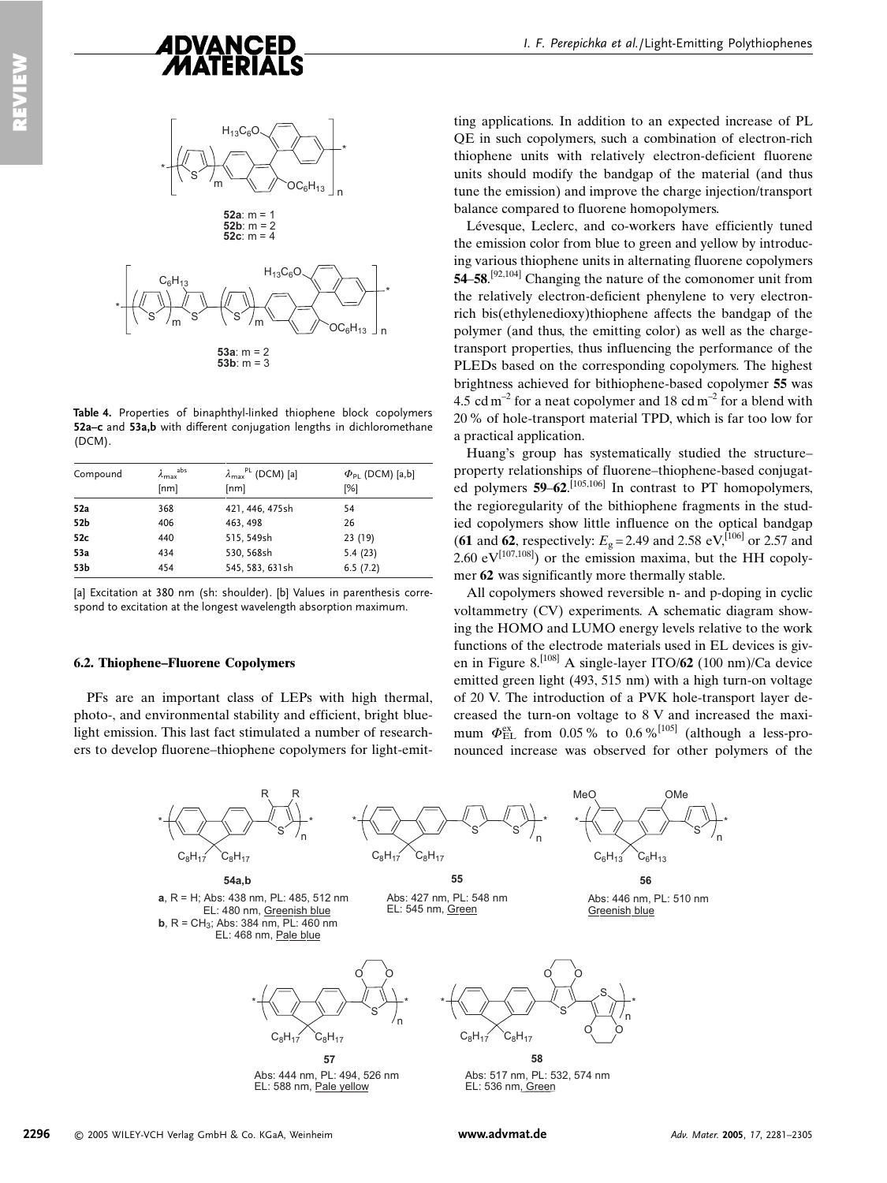**52a**: m = 1
**52b**: m = 2
**52c**: m = 4

**53a**: m = 2
**53b**: m = 3

**Table 4.** Properties of binaphthyl-linked thiophene block copolymers **52a–c** and **53a,b** with different conjugation lengths in dichloromethane (DCM).

| Compound | $\lambda_{max}^{abs}$ [nm] | $\lambda_{max}^{PL}$ (DCM) [a] [nm] | $\Phi_{PL}$ (DCM) [a,b] [%] |
|---|---|---|---|
| **52a** | 368 | 421, 446, 475sh | 54 |
| **52b** | 406 | 463, 498 | 26 |
| **52c** | 440 | 515, 549sh | 23 (19) |
| **53a** | 434 | 530, 568sh | 5.4 (23) |
| **53b** | 454 | 545, 583, 631sh | 6.5 (7.2) |

[a] Excitation at 380 nm (sh: shoulder). [b] Values in parenthesis correspond to excitation at the longest wavelength absorption maximum.

### 6.2. Thiophene–Fluorene Copolymers

PFs are an important class of LEPs with high thermal, photo-, and environmental stability and efficient, bright blue-light emission. This last fact stimulated a number of researchers to develop fluorene–thiophene copolymers for light-emitting applications. In addition to an expected increase of PL QE in such copolymers, such a combination of electron-rich thiophene units with relatively electron-deficient fluorene units should modify the bandgap of the material (and thus tune the emission) and improve the charge injection/transport balance compared to fluorene homopolymers.

Lévesque, Leclerc, and co-workers have efficiently tuned the emission color from blue to green and yellow by introducing various thiophene units in alternating fluorene copolymers **54**–**58**.[92,104] Changing the nature of the comonomer unit from the relatively electron-deficient phenylene to very electron-rich bis(ethylenedioxy)thiophene affects the bandgap of the polymer (and thus, the emitting color) as well as the charge-transport properties, thus influencing the performance of the PLEDs based on the corresponding copolymers. The highest brightness achieved for bithiophene-based copolymer **55** was 4.5 cd m$^{-2}$ for a neat copolymer and 18 cd m$^{-2}$ for a blend with 20 % of hole-transport material TPD, which is far too low for a practical application.

Huang's group has systematically studied the structure–property relationships of fluorene–thiophene-based conjugated polymers **59**–**62**.[105,106] In contrast to PT homopolymers, the regioregularity of the bithiophene fragments in the studied copolymers show little influence on the optical bandgap (**61** and **62**, respectively: $E_g$ = 2.49 and 2.58 eV,[106] or 2.57 and 2.60 eV[107,108]) or the emission maxima, but the HH copolymer **62** was significantly more thermally stable.

All copolymers showed reversible n- and p-doping in cyclic voltammetry (CV) experiments. A schematic diagram showing the HOMO and LUMO energy levels relative to the work functions of the electrode materials used in EL devices is given in Figure 8.[108] A single-layer ITO/**62** (100 nm)/Ca device emitted green light (493, 515 nm) with a high turn-on voltage of 20 V. The introduction of a PVK hole-transport layer decreased the turn-on voltage to 8 V and increased the maximum $\Phi_{EL}^{ex}$ from 0.05 % to 0.6 %[105] (although a less-pronounced increase was observed for other polymers of the

**54a,b**
**a**, R = H; Abs: 438 nm, PL: 485, 512 nm
EL: 480 nm, Greenish blue
**b**, R = CH$_3$; Abs: 384 nm, PL: 460 nm
EL: 468 nm, Pale blue

**55**
Abs: 427 nm, PL: 548 nm
EL: 545 nm, Green

**56**
Abs: 446 nm, PL: 510 nm
Greenish blue

**57**
Abs: 444 nm, PL: 494, 526 nm
EL: 588 nm, Pale yellow

**58**
Abs: 517 nm, PL: 532, 574 nm
EL: 536 nm, Green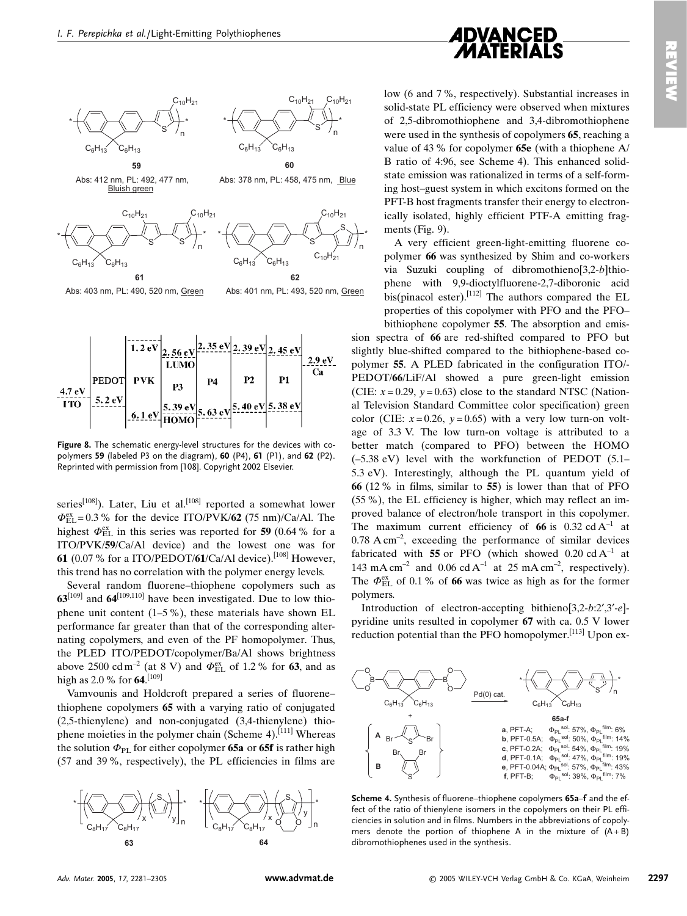59

Abs: 412 nm, PL: 492, 477 nm, Bluish green

60

Abs: 378 nm, PL: 458, 475 nm, Blue

61

Abs: 403 nm, PL: 490, 520 nm, Green

62

Abs: 401 nm, PL: 493, 520 nm, Green

**Figure 8.** The schematic energy-level structures for the devices with copolymers **59** (labeled P3 on the diagram), **60** (P4), **61** (P1), and **62** (P2). Reprinted with permission from [108]. Copyright 2002 Elsevier.

series[108]). Later, Liu et al.[108] reported a somewhat lower $\Phi_{EL}^{ex} = 0.3$ % for the device ITO/PVK/**62** (75 nm)/Ca/Al. The highest $\Phi_{EL}^{ex}$ in this series was reported for **59** (0.64 % for a ITO/PVK/**59**/Ca/Al device) and the lowest one was for **61** (0.07 % for a ITO/PEDOT/**61**/Ca/Al device).[108] However, this trend has no correlation with the polymer energy levels.

Several random fluorene–thiophene copolymers such as **63**[109] and **64**[109,110] have been investigated. Due to low thiophene unit content (1–5 %), these materials have shown EL performance far greater than that of the corresponding alternating copolymers, and even of the PF homopolymer. Thus, the PLED ITO/PEDOT/copolymer/Ba/Al shows brightness above 2500 cd m$^{-2}$ (at 8 V) and $\Phi_{EL}^{ex}$ of 1.2 % for **63**, and as high as 2.0 % for **64**.[109]

Vamvounis and Holdcroft prepared a series of fluorene–thiophene copolymers **65** with a varying ratio of conjugated (2,5-thienylene) and non-conjugated (3,4-thienylene) thiophene moieties in the polymer chain (Scheme 4).[111] Whereas the solution $\Phi_{PL}$ for either copolymer **65a** or **65f** is rather high (57 and 39 %, respectively), the PL efficiencies in films are low (6 and 7 %, respectively). Substantial increases in solid-state PL efficiency were observed when mixtures of 2,5-dibromothiophene and 3,4-dibromothiophene were used in the synthesis of copolymers **65**, reaching a value of 43 % for copolymer **65e** (with a thiophene A/B ratio of 4:96, see Scheme 4). This enhanced solid-state emission was rationalized in terms of a self-forming host–guest system in which excitons formed on the PFT-B host fragments transfer their energy to electronically isolated, highly efficient PTF-A emitting fragments (Fig. 9).

63

64

A very efficient green-light-emitting fluorene copolymer **66** was synthesized by Shim and co-workers via Suzuki coupling of dibromothieno[3,2-*b*]thiophene with 9,9-dioctylfluorene-2,7-diboronic acid bis(pinacol ester).[112] The authors compared the EL properties of this copolymer with PFO and the PFO–bithiophene copolymer **55**. The absorption and emission spectra of **66** are red-shifted compared to PFO but slightly blue-shifted compared to the bithiophene-based copolymer **55**. A PLED fabricated in the configuration ITO/PEDOT/**66**/LiF/Al showed a pure green-light emission (CIE: $x = 0.29$, $y = 0.63$) close to the standard NTSC (National Television Standard Committee color specification) green color (CIE: $x = 0.26$, $y = 0.65$) with a very low turn-on voltage of 3.3 V. The low turn-on voltage is attributed to a better match (compared to PFO) between the HOMO (–5.38 eV) level with the workfunction of PEDOT (5.1–5.3 eV). Interestingly, although the PL quantum yield of **66** (12 % in films, similar to **55**) is lower than that of PFO (55 %), the EL efficiency is higher, which may reflect an improved balance of electron/hole transport in this copolymer. The maximum current efficiency of **66** is 0.32 cd A$^{-1}$ at 0.78 A cm$^{-2}$, exceeding the performance of similar devices fabricated with **55** or PFO (which showed 0.20 cd A$^{-1}$ at 143 mA cm$^{-2}$ and 0.06 cd A$^{-1}$ at 25 mA cm$^{-2}$, respectively). The $\Phi_{EL}^{ex}$ of 0.1 % of **66** was twice as high as for the former polymers.

Introduction of electron-accepting bithieno[3,2-*b*:2′,3′-*e*]pyridine units resulted in copolymer **67** with ca. 0.5 V lower reduction potential than the PFO homopolymer.[113] Upon ex-

**65a-f**

**a**, PFT-A; $\Phi_{PL}^{sol}$: 57%, $\Phi_{PL}^{film}$: 6%
**b**, PFT-0.5A; $\Phi_{PL}^{sol}$: 50%, $\Phi_{PL}^{film}$: 14%
**c**, PFT-0.2A; $\Phi_{PL}^{sol}$: 54%, $\Phi_{PL}^{film}$: 19%
**d**, PFT-0.1A; $\Phi_{PL}^{sol}$: 47%, $\Phi_{PL}^{film}$: 19%
**e**, PFT-0.04A; $\Phi_{PL}^{sol}$: 57%, $\Phi_{PL}^{film}$: 43%
**f**, PFT-B; $\Phi_{PL}^{sol}$: 39%, $\Phi_{PL}^{film}$: 7%

**Scheme 4.** Synthesis of fluorene–thiophene copolymers **65a–f** and the effect of the ratio of thienylene isomers in the copolymers on their PL efficiencies in solution and in films. Numbers in the abbreviations of copolymers denote the portion of thiophene A in the mixture of (A + B) dibromothiophenes used in the synthesis.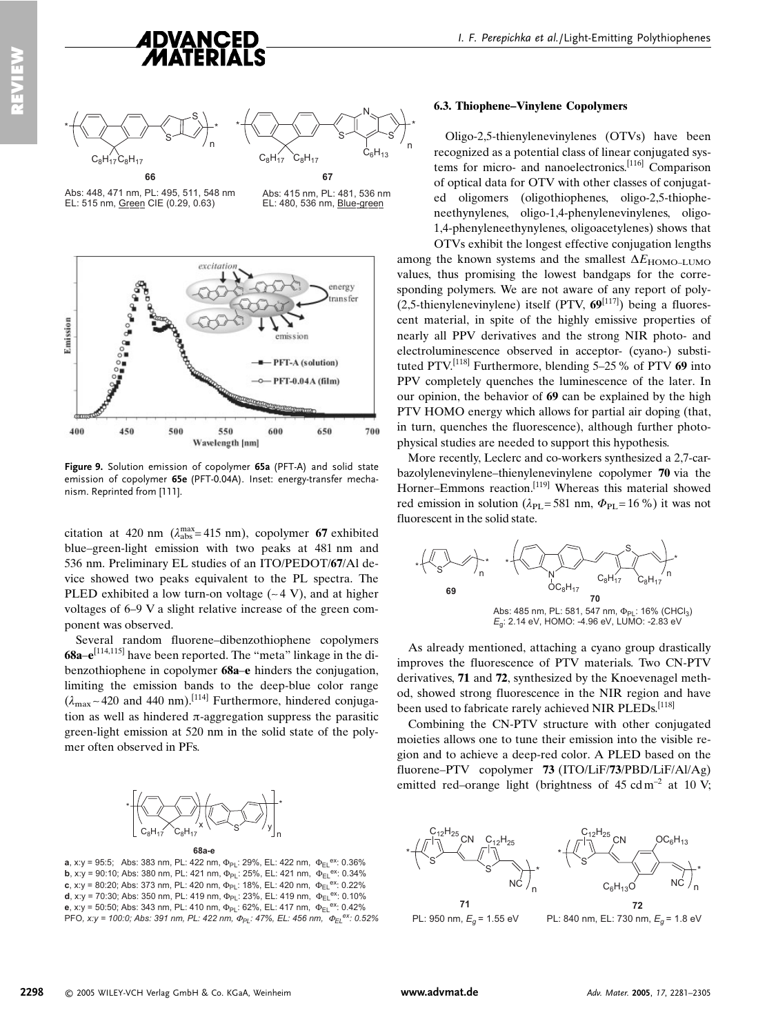Abs: 448, 471 nm, PL: 495, 511, 548 nm
EL: 515 nm, Green CIE (0.29, 0.63)

**66**

Abs: 415 nm, PL: 481, 536 nm
EL: 480, 536 nm, Blue-green

**67**

**Figure 9.** Solution emission of copolymer **65a** (PFT-A) and solid state emission of copolymer **65e** (PFT-0.04A). Inset: energy-transfer mechanism. Reprinted from [111].

citation at 420 nm ($\lambda_{abs}^{max}$ = 415 nm), copolymer **67** exhibited blue–green-light emission with two peaks at 481 nm and 536 nm. Preliminary EL studies of an ITO/PEDOT/**67**/Al device showed two peaks equivalent to the PL spectra. The PLED exhibited a low turn-on voltage (~4 V), and at higher voltages of 6–9 V a slight relative increase of the green component was observed.

Several random fluorene–dibenzothiophene copolymers **68a**–**e**[114,115] have been reported. The "meta" linkage in the dibenzothiophene in copolymer **68a**–**e** hinders the conjugation, limiting the emission bands to the deep-blue color range ($\lambda_{max}$ ~ 420 and 440 nm).[114] Furthermore, hindered conjugation as well as hindered π-aggregation suppress the parasitic green-light emission at 520 nm in the solid state of the polymer often observed in PFs.

**68a-e**

**a**, x:y = 95:5; Abs: 383 nm, PL: 422 nm, $\Phi_{PL}$: 29%, EL: 422 nm, $\Phi_{EL}^{ex}$: 0.36%
**b**, x:y = 90:10; Abs: 380 nm, PL: 421 nm, $\Phi_{PL}$: 25%, EL: 421 nm, $\Phi_{EL}^{ex}$: 0.34%
**c**, x:y = 80:20; Abs: 373 nm, PL: 420 nm, $\Phi_{PL}$: 18%, EL: 420 nm, $\Phi_{EL}^{ex}$: 0.22%
**d**, x:y = 70:30; Abs: 350 nm, PL: 419 nm, $\Phi_{PL}$: 23%, EL: 419 nm, $\Phi_{EL}^{ex}$: 0.10%
**e**, x:y = 50:50; Abs: 343 nm, PL: 410 nm, $\Phi_{PL}$: 62%, EL: 417 nm, $\Phi_{EL}^{ex}$: 0.42%
PFO, *x:y = 100:0; Abs: 391 nm, PL: 422 nm, $\Phi_{PL}$: 47%, EL: 456 nm, $\Phi_{EL}^{ex}$: 0.52%*

### 6.3. Thiophene–Vinylene Copolymers

Oligo-2,5-thienylenevinylenes (OTVs) have been recognized as a potential class of linear conjugated systems for micro- and nanoelectronics.[116] Comparison of optical data for OTV with other classes of conjugated oligomers (oligothiophenes, oligo-2,5-thiopheneethynylenes, oligo-1,4-phenylenevinylenes, oligo-1,4-phenyleneethynylenes, oligoacetylenes) shows that OTVs exhibit the longest effective conjugation lengths among the known systems and the smallest $\Delta E_{HOMO-LUMO}$ values, thus promising the lowest bandgaps for the corresponding polymers. We are not aware of any report of poly-(2,5-thienylenevinylene) itself (PTV, **69**[117]) being a fluorescent material, in spite of the highly emissive properties of nearly all PPV derivatives and the strong NIR photo- and electroluminescence observed in acceptor- (cyano-) substituted PTV.[118] Furthermore, blending 5–25 % of PTV **69** into PPV completely quenches the luminescence of the later. In our opinion, the behavior of **69** can be explained by the high PTV HOMO energy which allows for partial air doping (that, in turn, quenches the fluorescence), although further photophysical studies are needed to support this hypothesis.

More recently, Leclerc and co-workers synthesized a 2,7-carbazolylenevinylene–thienylenevinylene copolymer **70** via the Horner–Emmons reaction.[119] Whereas this material showed red emission in solution ($\lambda_{PL}$ = 581 nm, $\Phi_{PL}$ = 16 %) it was not fluorescent in the solid state.

**69**

**70**

Abs: 485 nm, PL: 581, 547 nm, $\Phi_{PL}$: 16% ($CHCl_3$)
$E_g$: 2.14 eV, HOMO: -4.96 eV, LUMO: -2.83 eV

As already mentioned, attaching a cyano group drastically improves the fluorescence of PTV materials. Two CN-PTV derivatives, **71** and **72**, synthesized by the Knoevenagel method, showed strong fluorescence in the NIR region and have been used to fabricate rarely achieved NIR PLEDs.[118]

Combining the CN-PTV structure with other conjugated moieties allows one to tune their emission into the visible region and to achieve a deep-red color. A PLED based on the fluorene–PTV copolymer **73** (ITO/LiF/**73**/PBD/LiF/Al/Ag) emitted red–orange light (brightness of 45 cd m$^{-2}$ at 10 V;

**71**
PL: 950 nm, $E_g$ = 1.55 eV

**72**
PL: 840 nm, EL: 730 nm, $E_g$ = 1.8 eV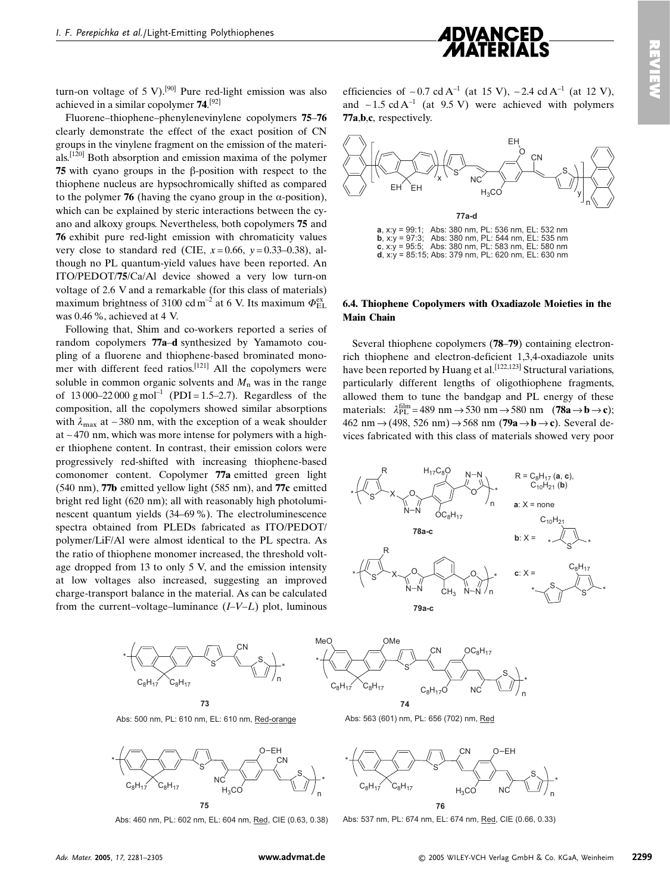turn-on voltage of 5 V).[90] Pure red-light emission was also achieved in a similar copolymer **74**.[92]

Fluorene–thiophene–phenylenevinylene copolymers **75**–**76** clearly demonstrate the effect of the exact position of CN groups in the vinylene fragment on the emission of the materials.[120] Both absorption and emission maxima of the polymer **75** with cyano groups in the β-position with respect to the thiophene nucleus are hypsochromically shifted as compared to the polymer **76** (having the cyano group in the α-position), which can be explained by steric interactions between the cyano and alkoxy groups. Nevertheless, both copolymers **75** and **76** exhibit pure red-light emission with chromaticity values very close to standard red (CIE, $x = 0.66$, $y = 0.33$–$0.38$), although no PL quantum-yield values have been reported. An ITO/PEDOT/**75**/Ca/Al device showed a very low turn-on voltage of 2.6 V and a remarkable (for this class of materials) maximum brightness of 3100 cd m$^{-2}$ at 6 V. Its maximum $\Phi_{EL}^{ex}$ was 0.46 %, achieved at 4 V.

Following that, Shim and co-workers reported a series of random copolymers **77a**–**d** synthesized by Yamamoto coupling of a fluorene and thiophene-based brominated monomer with different feed ratios.[121] All the copolymers were soluble in common organic solvents and $M_n$ was in the range of 13 000–22 000 g mol$^{-1}$ (PDI = 1.5–2.7). Regardless of the composition, all the copolymers showed similar absorptions with $\lambda_{max}$ at ~380 nm, with the exception of a weak shoulder at ~470 nm, which was more intense for polymers with a higher thiophene content. In contrast, their emission colors were progressively red-shifted with increasing thiophene-based comonomer content. Copolymer **77a** emitted green light (540 nm), **77b** emitted yellow light (585 nm), and **77c** emitted bright red light (620 nm); all with reasonably high photoluminescent quantum yields (34–69 %). The electroluminescence spectra obtained from PLEDs fabricated as ITO/PEDOT/polymer/LiF/Al were almost identical to the PL spectra. As the ratio of thiophene monomer increased, the threshold voltage dropped from 13 to only 5 V, and the emission intensity at low voltages also increased, suggesting an improved charge-transport balance in the material. As can be calculated from the current–voltage–luminance ($I$–$V$–$L$) plot, luminous efficiencies of ~0.7 cd A$^{-1}$ (at 15 V), ~2.4 cd A$^{-1}$ (at 12 V), and ~1.5 cd A$^{-1}$ (at 9.5 V) were achieved with polymers **77a**,**b**,**c**, respectively.

**77a-d**

**a**, x:y = 99:1; Abs: 380 nm, PL: 536 nm, EL: 532 nm
**b**, x:y = 97:3; Abs: 380 nm, PL: 544 nm, EL: 535 nm
**c**, x:y = 95:5; Abs: 380 nm, PL: 583 nm, EL: 580 nm
**d**, x:y = 85:15; Abs: 379 nm, PL: 620 nm, EL: 630 nm

### 6.4. Thiophene Copolymers with Oxadiazole Moieties in the Main Chain

Several thiophene copolymers (**78**–**79**) containing electron-rich thiophene and electron-deficient 1,3,4-oxadiazole units have been reported by Huang et al.[122,123] Structural variations, particularly different lengths of oligothiophene fragments, allowed them to tune the bandgap and PL energy of these materials: $\lambda_{PL}^{film}$ = 489 nm → 530 nm → 580 nm (**78a** → **b** → **c**); 462 nm → (498, 526 nm) → 568 nm (**79a** → **b** → **c**). Several devices fabricated with this class of materials showed very poor

**78a-c**

**79a-c**

R = $C_8H_{17}$ (**a**, **c**), $C_{10}H_{21}$ (**b**)
**a**: X = none
**b**: X = (3-decylthiophene-2,5-diyl)
**c**: X = (3-octyl-2,2'-bithiophene-5,5'-diyl)

**73**
Abs: 500 nm, PL: 610 nm, EL: 610 nm, Red-orange

**74**
Abs: 563 (601) nm, PL: 656 (702) nm, Red

**75**
Abs: 460 nm, PL: 602 nm, EL: 604 nm, Red, CIE (0.63, 0.38)

**76**
Abs: 537 nm, PL: 674 nm, EL: 674 nm, Red, CIE (0.66, 0.33)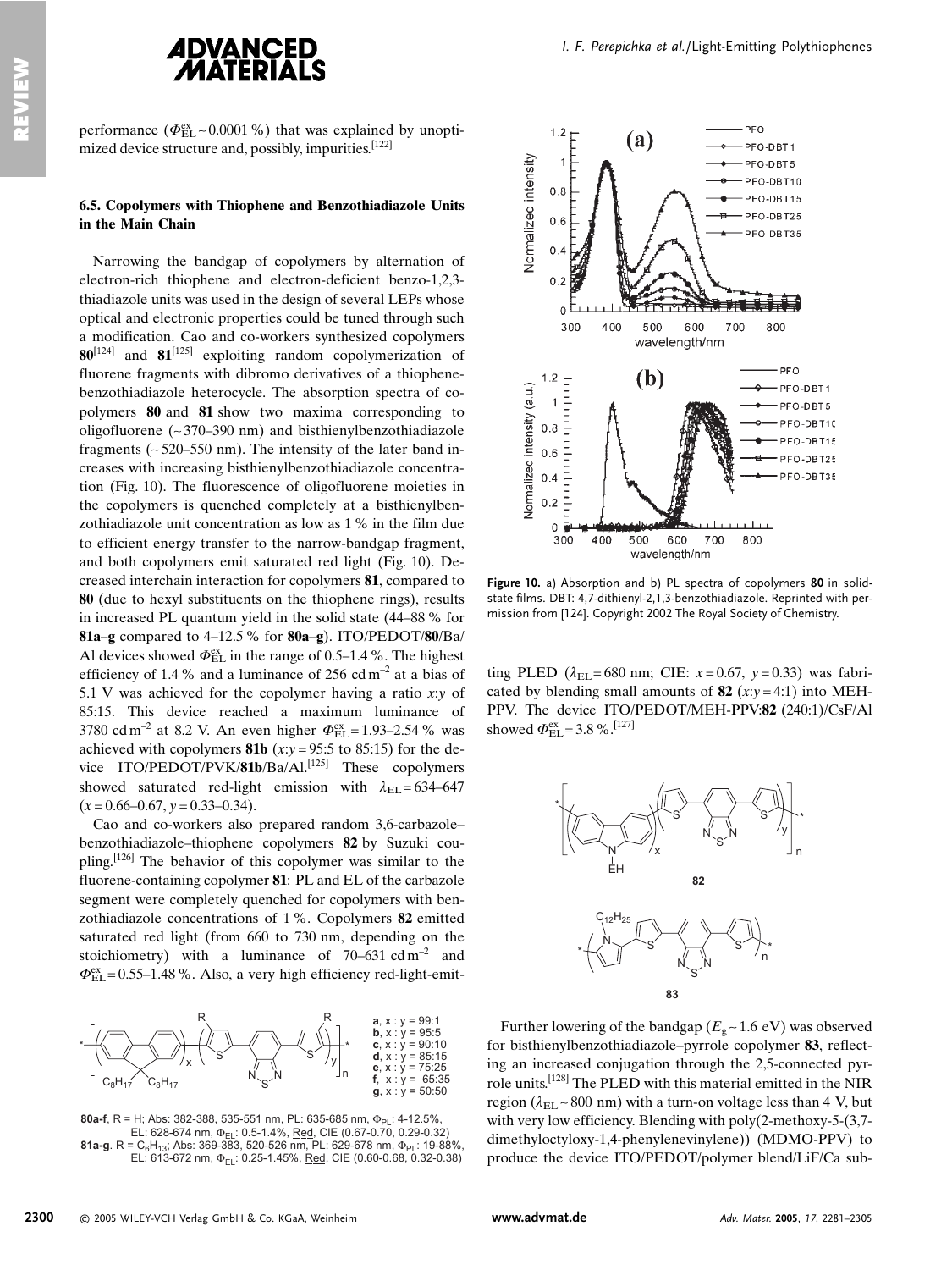performance ($\Phi_{EL}^{ex} \sim 0.0001$ %) that was explained by unoptimized device structure and, possibly, impurities.[122]

### 6.5. Copolymers with Thiophene and Benzothiadiazole Units in the Main Chain

Narrowing the bandgap of copolymers by alternation of electron-rich thiophene and electron-deficient benzo-1,2,3-thiadiazole units was used in the design of several LEPs whose optical and electronic properties could be tuned through such a modification. Cao and co-workers synthesized copolymers **80**[124] and **81**[125] exploiting random copolymerization of fluorene fragments with dibromo derivatives of a thiophene-benzothiadiazole heterocycle. The absorption spectra of copolymers **80** and **81** show two maxima corresponding to oligofluorene (~370–390 nm) and bisthienylbenzothiadiazole fragments (~520–550 nm). The intensity of the later band increases with increasing bisthienylbenzothiadiazole concentration (Fig. 10). The fluorescence of oligofluorene moieties in the copolymers is quenched completely at a bisthienylbenzothiadiazole unit concentration as low as 1 % in the film due to efficient energy transfer to the narrow-bandgap fragment, and both copolymers emit saturated red light (Fig. 10). Decreased interchain interaction for copolymers **81**, compared to **80** (due to hexyl substituents on the thiophene rings), results in increased PL quantum yield in the solid state (44–88 % for **81a–g** compared to 4–12.5 % for **80a–g**). ITO/PEDOT/**80**/Ba/Al devices showed $\Phi_{EL}^{ex}$ in the range of 0.5–1.4 %. The highest efficiency of 1.4 % and a luminance of 256 cd m$^{-2}$ at a bias of 5.1 V was achieved for the copolymer having a ratio $x$:$y$ of 85:15. This device reached a maximum luminance of 3780 cd m$^{-2}$ at 8.2 V. An even higher $\Phi_{EL}^{ex} = 1.93$–$2.54$ % was achieved with copolymers **81b** ($x$:$y$ = 95:5 to 85:15) for the device ITO/PEDOT/PVK/**81b**/Ba/Al.[125] These copolymers showed saturated red-light emission with $\lambda_{EL} = 634$–$647$ ($x = 0.66$–$0.67$, $y = 0.33$–$0.34$).

Cao and co-workers also prepared random 3,6-carbazole–benzothiadiazole–thiophene copolymers **82** by Suzuki coupling.[126] The behavior of this copolymer was similar to the fluorene-containing copolymer **81**: PL and EL of the carbazole segment were completely quenched for copolymers with benzothiadiazole concentrations of 1 %. Copolymers **82** emitted saturated red light (from 660 to 730 nm, depending on the stoichiometry) with a luminance of 70–631 cd m$^{-2}$ and $\Phi_{EL}^{ex} = 0.55$–$1.48$ %. Also, a very high efficiency red-light-emitting PLED ($\lambda_{EL} = 680$ nm; CIE: $x = 0.67$, $y = 0.33$) was fabricated by blending small amounts of **82** ($x$:$y$ = 4:1) into MEH-PPV. The device ITO/PEDOT/MEH-PPV:**82** (240:1)/CsF/Al showed $\Phi_{EL}^{ex} = 3.8$ %.[127]

**a**, x : y = 99:1
**b**, x : y = 95:5
**c**, x : y = 90:10
**d**, x : y = 85:15
**e**, x : y = 75:25
**f**, x : y = 65:35
**g**, x : y = 50:50

**80a-f**, R = H; Abs: 382-388, 535-551 nm, PL: 635-685 nm, $\Phi_{PL}$: 4-12.5%, EL: 628-674 nm, $\Phi_{EL}$: 0.5-1.4%, Red, CIE (0.67-0.70, 0.29-0.32)
**81a-g**, R = $C_6H_{13}$; Abs: 369-383, 520-526 nm, PL: 629-678 nm, $\Phi_{PL}$: 19-88%, EL: 613-672 nm, $\Phi_{EL}$: 0.25-1.45%, Red, CIE (0.60-0.68, 0.32-0.38)

**Figure 10.** a) Absorption and b) PL spectra of copolymers **80** in solid-state films. DBT: 4,7-dithienyl-2,1,3-benzothiadiazole. Reprinted with permission from [124]. Copyright 2002 The Royal Society of Chemistry.

**82**

**83**

Further lowering of the bandgap ($E_g \sim 1.6$ eV) was observed for bisthienylbenzothiadiazole–pyrrole copolymer **83**, reflecting an increased conjugation through the 2,5-connected pyrrole units.[128] The PLED with this material emitted in the NIR region ($\lambda_{EL} \sim 800$ nm) with a turn-on voltage less than 4 V, but with very low efficiency. Blending with poly(2-methoxy-5-(3,7-dimethyloctyloxy-1,4-phenylenevinylene)) (MDMO-PPV) to produce the device ITO/PEDOT/polymer blend/LiF/Ca sub-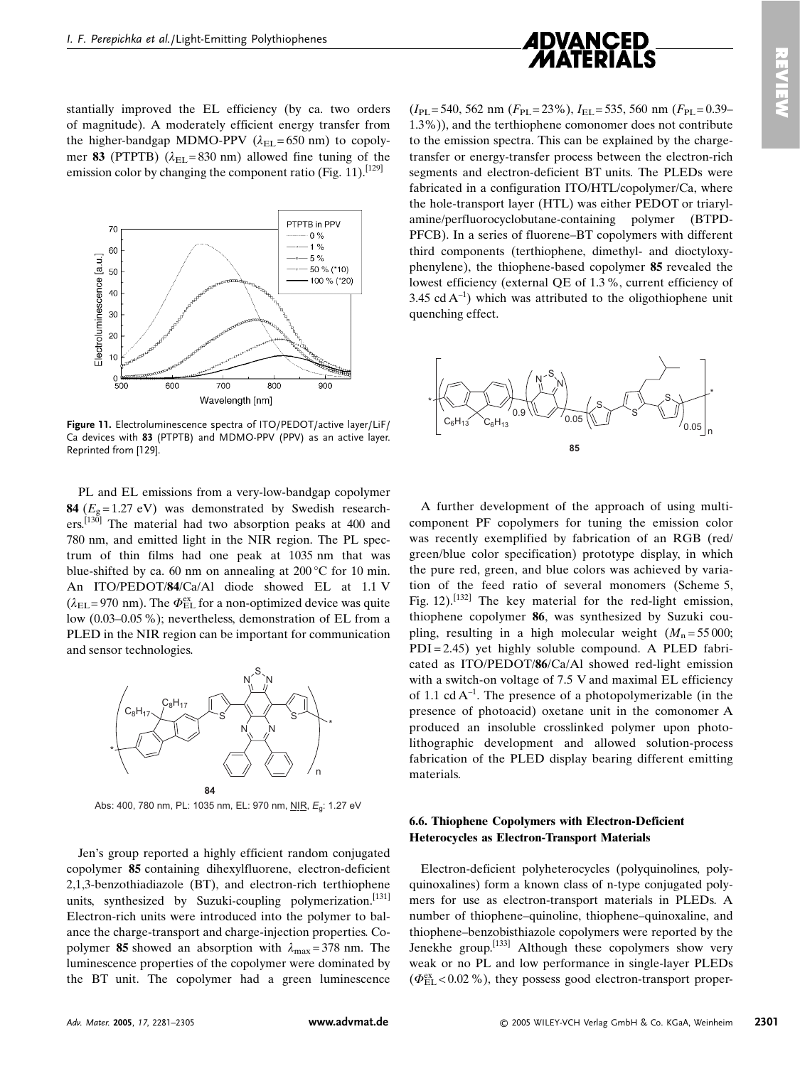stantially improved the EL efficiency (by ca. two orders of magnitude). A moderately efficient energy transfer from the higher-bandgap MDMO-PPV ($\lambda_{EL}$ = 650 nm) to copolymer **83** (PTPTB) ($\lambda_{EL}$ = 830 nm) allowed fine tuning of the emission color by changing the component ratio (Fig. 11).[129]

**Figure 11.** Electroluminescence spectra of ITO/PEDOT/active layer/LiF/Ca devices with **83** (PTPTB) and MDMO-PPV (PPV) as an active layer. Reprinted from [129].

PL and EL emissions from a very-low-bandgap copolymer **84** ($E_g$ = 1.27 eV) was demonstrated by Swedish researchers.[130] The material had two absorption peaks at 400 and 780 nm, and emitted light in the NIR region. The PL spectrum of thin films had one peak at 1035 nm that was blue-shifted by ca. 60 nm on annealing at 200 °C for 10 min. An ITO/PEDOT/**84**/Ca/Al diode showed EL at 1.1 V ($\lambda_{EL}$ = 970 nm). The $\Phi_{EL}^{ex}$ for a non-optimized device was quite low (0.03–0.05 %); nevertheless, demonstration of EL from a PLED in the NIR region can be important for communication and sensor technologies.

**84**

Abs: 400, 780 nm, PL: 1035 nm, EL: 970 nm, NIR, $E_g$: 1.27 eV

Jen's group reported a highly efficient random conjugated copolymer **85** containing dihexylfluorene, electron-deficient 2,1,3-benzothiadiazole (BT), and electron-rich terthiophene units, synthesized by Suzuki-coupling polymerization.[131] Electron-rich units were introduced into the polymer to balance the charge-transport and charge-injection properties. Copolymer **85** showed an absorption with $\lambda_{max}$ = 378 nm. The luminescence properties of the copolymer were dominated by the BT unit. The copolymer had a green luminescence ($I_{PL}$ = 540, 562 nm ($F_{PL}$ = 23 %), $I_{EL}$ = 535, 560 nm ($F_{PL}$ = 0.39–1.3 %)), and the terthiophene comonomer does not contribute to the emission spectra. This can be explained by the charge-transfer or energy-transfer process between the electron-rich segments and electron-deficient BT units. The PLEDs were fabricated in a configuration ITO/HTL/copolymer/Ca, where the hole-transport layer (HTL) was either PEDOT or triarylamine/perfluorocyclobutane-containing polymer (BTPD-PFCB). In a series of fluorene–BT copolymers with different third components (terthiophene, dimethyl- and dioctyloxyphenylene), the thiophene-based copolymer **85** revealed the lowest efficiency (external QE of 1.3 %, current efficiency of 3.45 cd A$^{-1}$) which was attributed to the oligothiophene unit quenching effect.

**85**

A further development of the approach of using multicomponent PF copolymers for tuning the emission color was recently exemplified by fabrication of an RGB (red/green/blue color specification) prototype display, in which the pure red, green, and blue colors was achieved by variation of the feed ratio of several monomers (Scheme 5, Fig. 12).[132] The key material for the red-light emission, thiophene copolymer **86**, was synthesized by Suzuki coupling, resulting in a high molecular weight ($M_n$ = 55 000; PDI = 2.45) yet highly soluble compound. A PLED fabricated as ITO/PEDOT/**86**/Ca/Al showed red-light emission with a switch-on voltage of 7.5 V and maximal EL efficiency of 1.1 cd A$^{-1}$. The presence of a photopolymerizable (in the presence of photoacid) oxetane unit in the comonomer A produced an insoluble crosslinked polymer upon photolithographic development and allowed solution-process fabrication of the PLED display bearing different emitting materials.

### 6.6. Thiophene Copolymers with Electron-Deficient Heterocycles as Electron-Transport Materials

Electron-deficient polyheterocycles (polyquinolines, polyquinoxalines) form a known class of n-type conjugated polymers for use as electron-transport materials in PLEDs. A number of thiophene–quinoline, thiophene–quinoxaline, and thiophene–benzobisthiazole copolymers were reported by the Jenekhe group.[133] Although these copolymers show very weak or no PL and low performance in single-layer PLEDs ($\Phi_{EL}^{ex}$ < 0.02 %), they possess good electron-transport proper-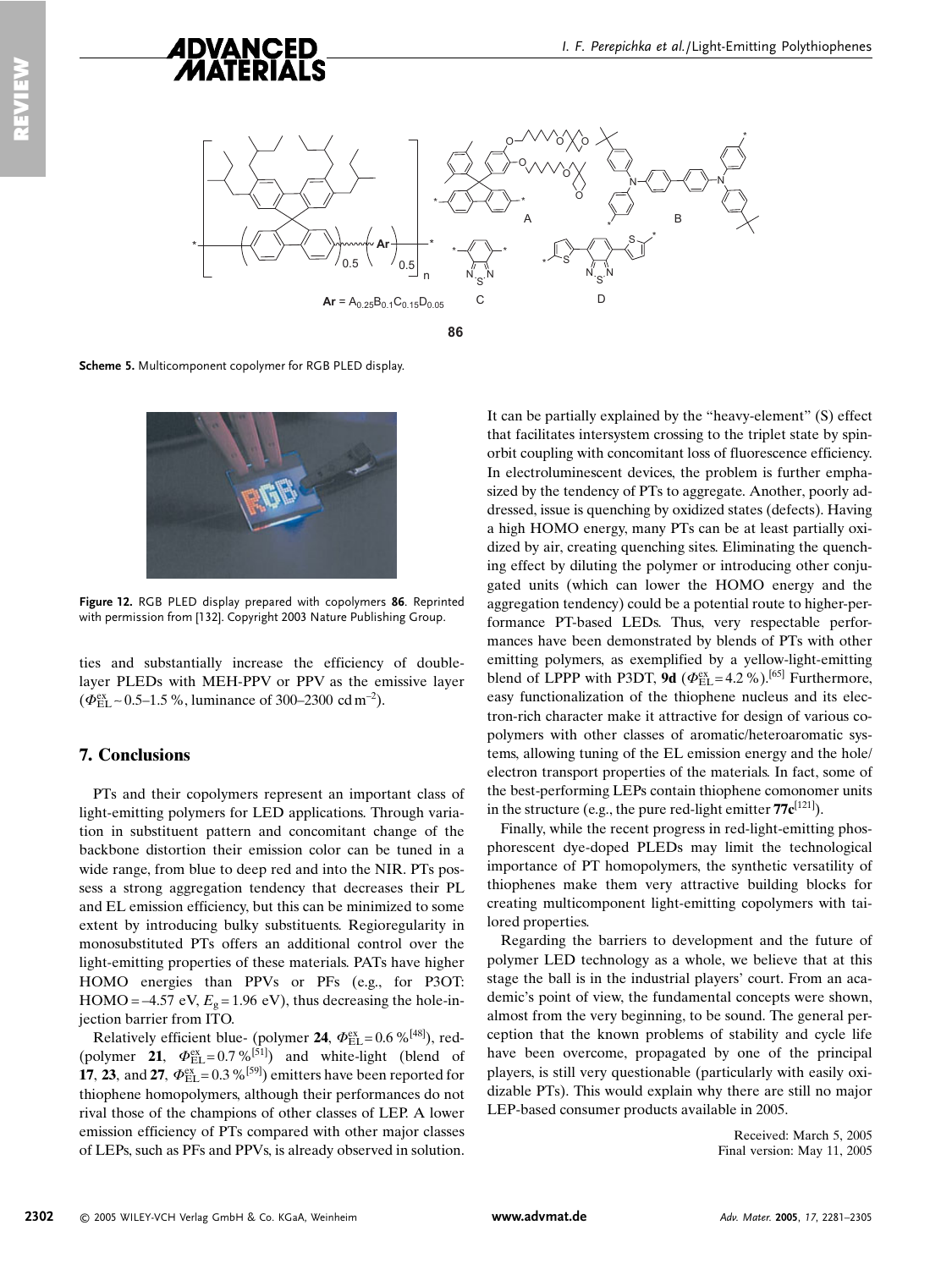$\mathbf{Ar} = A_{0.25}B_{0.1}C_{0.15}D_{0.05}$

**86**

**Scheme 5.** Multicomponent copolymer for RGB PLED display.

**Figure 12.** RGB PLED display prepared with copolymers **86**. Reprinted with permission from [132]. Copyright 2003 Nature Publishing Group.

ties and substantially increase the efficiency of double-layer PLEDs with MEH-PPV or PPV as the emissive layer ($\Phi_{EL}^{ex} \sim 0.5$–1.5 %, luminance of 300–2300 cd m$^{-2}$).

## 7. Conclusions

PTs and their copolymers represent an important class of light-emitting polymers for LED applications. Through variation in substituent pattern and concomitant change of the backbone distortion their emission color can be tuned in a wide range, from blue to deep red and into the NIR. PTs possess a strong aggregation tendency that decreases their PL and EL emission efficiency, but this can be minimized to some extent by introducing bulky substituents. Regioregularity in monosubstituted PTs offers an additional control over the light-emitting properties of these materials. PATs have higher HOMO energies than PPVs or PFs (e.g., for P3OT: HOMO = –4.57 eV, $E_g$ = 1.96 eV), thus decreasing the hole-injection barrier from ITO.

Relatively efficient blue- (polymer **24**, $\Phi_{EL}^{ex}$ = 0.6 %[48]), red- (polymer **21**, $\Phi_{EL}^{ex}$ = 0.7 %[51]) and white-light (blend of **17**, **23**, and **27**, $\Phi_{EL}^{ex}$ = 0.3 %[59]) emitters have been reported for thiophene homopolymers, although their performances do not rival those of the champions of other classes of LEP. A lower emission efficiency of PTs compared with other major classes of LEPs, such as PFs and PPVs, is already observed in solution. It can be partially explained by the "heavy-element" (S) effect that facilitates intersystem crossing to the triplet state by spin-orbit coupling with concomitant loss of fluorescence efficiency. In electroluminescent devices, the problem is further emphasized by the tendency of PTs to aggregate. Another, poorly addressed, issue is quenching by oxidized states (defects). Having a high HOMO energy, many PTs can be at least partially oxidized by air, creating quenching sites. Eliminating the quenching effect by diluting the polymer or introducing other conjugated units (which can lower the HOMO energy and the aggregation tendency) could be a potential route to higher-performance PT-based LEDs. Thus, very respectable performances have been demonstrated by blends of PTs with other emitting polymers, as exemplified by a yellow-light-emitting blend of LPPP with P3DT, **9d** ($\Phi_{EL}^{ex}$ = 4.2 %).[65] Furthermore, easy functionalization of the thiophene nucleus and its electron-rich character make it attractive for design of various copolymers with other classes of aromatic/heteroaromatic systems, allowing tuning of the EL emission energy and the hole/electron transport properties of the materials. In fact, some of the best-performing LEPs contain thiophene comonomer units in the structure (e.g., the pure red-light emitter **77c**[121]).

Finally, while the recent progress in red-light-emitting phosphorescent dye-doped PLEDs may limit the technological importance of PT homopolymers, the synthetic versatility of thiophenes make them very attractive building blocks for creating multicomponent light-emitting copolymers with tailored properties.

Regarding the barriers to development and the future of polymer LED technology as a whole, we believe that at this stage the ball is in the industrial players' court. From an academic's point of view, the fundamental concepts were shown, almost from the very beginning, to be sound. The general perception that the known problems of stability and cycle life have been overcome, propagated by one of the principal players, is still very questionable (particularly with easily oxidizable PTs). This would explain why there are still no major LEP-based consumer products available in 2005.

Received: March 5, 2005
Final version: May 11, 2005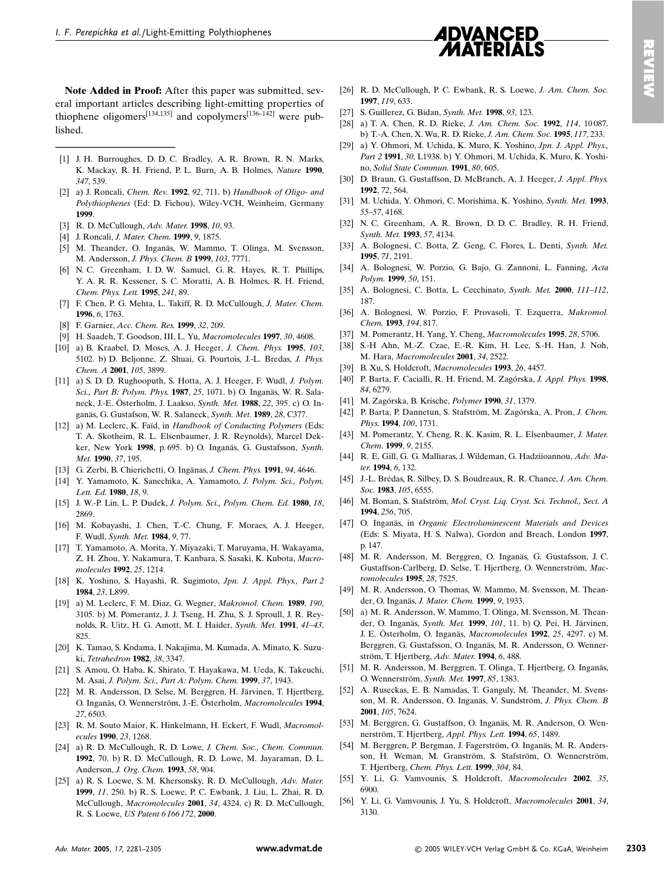**Note Added in Proof:** After this paper was submitted, several important articles describing light-emitting properties of thiophene oligomers[134,135] and copolymers[136–142] were published.

---

[1] J. H. Burroughes, D. D. C. Bradley, A. R. Brown, R. N. Marks, K. Mackay, R. H. Friend, P. L. Burn, A. B. Holmes, *Nature* **1990**, *347*, 539.

[2] a) J. Roncali, *Chem. Rev.* **1992**, *92*, 711. b) *Handbook of Oligo- and Polythiophenes* (Ed: D. Fichou), Wiley-VCH, Weinheim, Germany **1999**.

[3] R. D. McCullough, *Adv. Mater.* **1998**, *10*, 93.

[4] J. Roncali, *J. Mater. Chem.* **1999**, *9*, 1875.

[5] M. Theander, O. Inganäs, W. Mammo, T. Olinga, M. Svensson, M. Andersson, *J. Phys. Chem. B* **1999**, *103*, 7771.

[6] N. C. Greenham, I. D. W. Samuel, G. R. Hayes, R. T. Phillips, Y. A. R. R. Kessener, S. C. Moratti, A. B. Holmes, R. H. Friend, *Chem. Phys. Lett.* **1995**, *241*, 89.

[7] F. Chen, P. G. Mehta, L. Takiff, R. D. McCullough, *J. Mater. Chem.* **1996**, *6*, 1763.

[8] F. Garnier, *Acc. Chem. Res.* **1999**, *32*, 209.

[9] H. Saadeh, T. Goodson, III, L. Yu, *Macromolecules* **1997**, *30*, 4608.

[10] a) B. Kraabel, D. Moses, A. J. Heeger, *J. Chem. Phys.* **1995**, *103*, 5102. b) D. Beljonne, Z. Shuai, G. Pourtois, J.-L. Bredas, *J. Phys. Chem. A* **2001**, *105*, 3899.

[11] a) S. D. D. Rughooputh, S. Hotta, A. J. Heeger, F. Wudl, *J. Polym. Sci., Part B: Polym. Phys.* **1987**, *25*, 1071. b) O. Inganäs, W. R. Salaneck, J.-E. Österholm, J. Laakso, *Synth. Met.* **1988**, *22*, 395. c) O. Inganäs, G. Gustafson, W. R. Salaneck, *Synth. Met.* **1989**, *28*, C377.

[12] a) M. Leclerc, K. Faïd, in *Handbook of Conducting Polymers* (Eds: T. A. Skotheim, R. L. Elsenbaumer, J. R. Reynolds), Marcel Dekker, New York **1998**, p. 695. b) O. Inganäs, G. Gustafsson, *Synth. Met.* **1990**, *37*, 195.

[13] G. Zerbi, B. Chierichetti, O. Ingänas, *J. Chem. Phys.* **1991**, *94*, 4646.

[14] Y. Yamamoto, K. Sanechika, A. Yamamoto, *J. Polym. Sci., Polym. Lett. Ed.* **1980**, *18*, 9.

[15] J. W.-P. Lin, L. P. Dudek, *J. Polym. Sci., Polym. Chem. Ed.* **1980**, *18*, 2869.

[16] M. Kobayashi, J. Chen, T.-C. Chung, F. Moraes, A. J. Heeger, F. Wudl, *Synth. Met.* **1984**, *9*, 77.

[17] T. Yamamoto, A. Morita, Y. Miyazaki, T. Maruyama, H. Wakayama, Z. H. Zhou, Y. Nakamura, T. Kanbara, S. Sasaki, K. Kubota, *Macromolecules* **1992**, *25*, 1214.

[18] K. Yoshino, S. Hayashi, R. Sugimoto, *Jpn. J. Appl. Phys., Part 2* **1984**, *23*, L899.

[19] a) M. Leclerc, F. M. Diaz, G. Wegner, *Makromol. Chem.* **1989**, *190*, 3105. b) M. Pomerantz, J. J. Tseng, H. Zhu, S. J. Sproull, J. R. Reynolds, R. Uitz, H. G. Amott, M. I. Haider, *Synth. Met.* **1991**, *41–43*, 825.

[20] K. Tamao, S. Kodama, I. Nakajima, M. Kumada, A. Minato, K. Suzuki, *Tetrahedron* **1982**, *38*, 3347.

[21] S. Amou, O. Haba, K. Shirato, T. Hayakawa, M. Ueda, K. Takeuchi, M. Asai, *J. Polym. Sci., Part A: Polym. Chem.* **1999**, *37*, 1943.

[22] M. R. Andersson, D. Selse, M. Berggren, H. Järvinen, T. Hjertberg, O. Inganäs, O. Wennerström, J.-E. Österholm, *Macromolecules* **1994**, *27*, 6503.

[23] R. M. Souto Maior, K. Hinkelmann, H. Eckert, F. Wudl, *Macromolecules* **1990**, *23*, 1268.

[24] a) R. D. McCullough, R. D. Lowe, *J. Chem. Soc., Chem. Commun.* **1992**, 70. b) R. D. McCullough, R. D. Lowe, M. Jayaraman, D. L. Anderson, *J. Org. Chem.* **1993**, *58*, 904.

[25] a) R. S. Loewe, S. M. Khersonsky, R. D. McCullough, *Adv. Mater.* **1999**, *11*, 250. b) R. S. Loewe, P. C. Ewbank, J. Liu, L. Zhai, R. D. McCullough, *Macromolecules* **2001**, *34*, 4324. c) R. D. McCullough, R. S. Loewe, *US Patent 6 166 172*, **2000**.

[26] R. D. McCullough, P. C. Ewbank, R. S. Loewe, *J. Am. Chem. Soc.* **1997**, *119*, 633.

[27] S. Guillerez, G. Bidan, *Synth. Met.* **1998**, *93*, 123.

[28] a) T. A. Chen, R. D. Rieke, *J. Am. Chem. Soc.* **1992**, *114*, 10 087. b) T.-A. Chen, X. Wu, R. D. Rieke, *J. Am. Chem. Soc.* **1995**, *117*, 233.

[29] a) Y. Ohmori, M. Uchida, K. Muro, K. Yoshino, *Jpn. J. Appl. Phys., Part 2* **1991**, *30*, L1938. b) Y. Ohmori, M. Uchida, K. Muro, K. Yoshino, *Solid State Commun.* **1991**, *80*, 605.

[30] D. Braun, G. Gustaffson, D. McBranch, A. J. Heeger, *J. Appl. Phys.* **1992**, *72*, 564.

[31] M. Uchida, Y. Ohmori, C. Morishima, K. Yoshino, *Synth. Met.* **1993**, *55–57*, 4168.

[32] N. C. Greenham, A. R. Brown, D. D. C. Bradley, R. H. Friend, *Synth. Met.* **1993**, *57*, 4134.

[33] A. Bolognesi, C. Botta, Z. Geng, C. Flores, L. Denti, *Synth. Met.* **1995**, *71*, 2191.

[34] A. Bolognesi, W. Porzio, G. Bajo, G. Zannoni, L. Fanning, *Acta Polym.* **1999**, *50*, 151.

[35] A. Bolognesi, C. Botta, L. Cecchinato, *Synth. Met.* **2000**, *111–112*, 187.

[36] A. Bolognesi, W. Porzio, F. Provasoli, T. Ezquerra, *Makromol. Chem.* **1993**, *194*, 817.

[37] M. Pomerantz, H. Yang, Y. Cheng, *Macromolecules* **1995**, *28*, 5706.

[38] S.-H Ahn, M.-Z. Czae, E.-R. Kim, H. Lee, S.-H. Han, J. Noh, M. Hara, *Macromolecules* **2001**, *34*, 2522.

[39] B. Xu, S. Holdcroft, *Macromolecules* **1993**, *26*, 4457.

[40] P. Barta, F. Cacialli, R. H. Friend, M. Zagórska, *J. Appl. Phys.* **1998**, *84*, 6279.

[41] M. Zagórska, B. Krische, *Polymer* **1990**, *31*, 1379.

[42] P. Barta, P. Dannetun, S. Stafström, M. Zagórska, A. Pron, *J. Chem. Phys.* **1994**, *100*, 1731.

[43] M. Pomerantz, Y. Cheng, R. K. Kasim, R. L. Elsenbaumer, *J. Mater. Chem.* **1999**, *9*, 2155.

[44] R. E. Gill, G. G. Malliaras, J. Wildeman, G. Hadziioannou, *Adv. Mater.* **1994**, *6*, 132.

[45] J.-L. Brédas, R. Silbey, D. S. Boudreaux, R. R. Chance, *J. Am. Chem. Soc.* **1983**, *105*, 6555.

[46] M. Boman, S. Stafström, *Mol. Cryst. Liq. Cryst. Sci. Technol., Sect. A* **1994**, *256*, 705.

[47] O. Inganäs, in *Organic Electroluminescent Materials and Devices* (Eds: S. Miyata, H. S. Nalwa), Gordon and Breach, London **1997**, p. 147.

[48] M. R. Andersson, M. Berggren, O. Inganäs, G. Gustafsson, J. C. Gustafsson-Carlberg, D. Selse, T. Hjertberg, O. Wennerström, *Macromolecules* **1995**, *28*, 7525.

[49] M. R. Andersson, O. Thomas, W. Mammo, M. Svensson, M. Theander, O. Inganäs, *J. Mater. Chem.* **1999**, *9*, 1933.

[50] a) M. R. Andersson, W. Mammo, T. Olinga, M. Svensson, M. Theander, O. Inganäs, *Synth. Met.* **1999**, *101*, 11. b) Q. Pei, H. Järvinen, J. E. Österholm, O. Inganäs, *Macromolecules* **1992**, *25*, 4297. c) M. Berggren, G. Gustafsson, O. Inganäs, M. R. Andersson, O. Wennerström, T. Hjertberg, *Adv. Mater.* **1994**, *6*, 488.

[51] M. R. Andersson, M. Berggren, T. Olinga, T. Hjertberg, O. Inganäs, O. Wennerström, *Synth. Met.* **1997**, *85*, 1383.

[52] A. Ruseckas, E. B. Namadas, T. Ganguly, M. Theander, M. Svensson, M. R. Andersson, O. Inganäs, V. Sundström, *J. Phys. Chem. B* **2001**, *105*, 7624.

[53] M. Berggren, G. Gustaffson, O. Inganäs, M. R. Anderson, O. Wennerström, T. Hjertberg, *Appl. Phys. Lett.* **1994**, *65*, 1489.

[54] M. Berggren, P. Bergman, J. Fagerström, O. Inganäs, M. R. Andersson, H. Weman, M. Granström, S. Stafström, O. Wennerström, T. Hjertberg, *Chem. Phys. Lett.* **1999**, *304*, 84.

[55] Y. Li, G. Vamvounis, S. Holdcroft, *Macromolecules* **2002**, *35*, 6900.

[56] Y. Li, G. Vamvounis, J. Yu, S. Holdcroft, *Macromolecules* **2001**, *34*, 3130.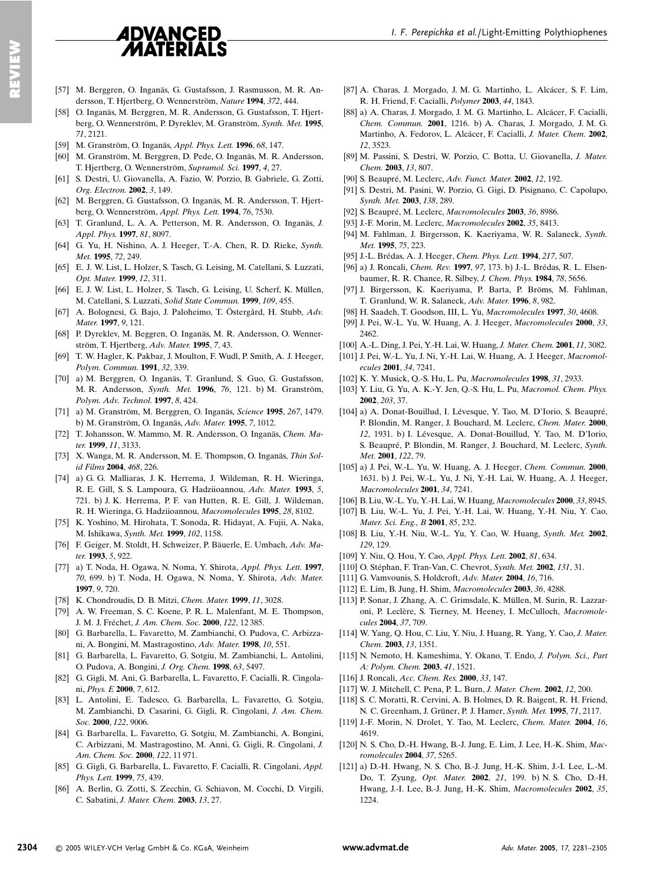[57] M. Berggren, O. Inganäs, G. Gustafsson, J. Rasmusson, M. R. Andersson, T. Hjertberg, O. Wennerström, *Nature* **1994**, *372*, 444.

[58] O. Inganäs, M. Berggren, M. R. Andersson, G. Gustafsson, T. Hjertberg, O. Wennerström, P. Dyreklev, M. Granström, *Synth. Met.* **1995**, *71*, 2121.

[59] M. Granström, O. Inganäs, *Appl. Phys. Lett.* **1996**, *68*, 147.

[60] M. Granström, M. Berggren, D. Pede, O. Inganäs, M. R. Andersson, T. Hjertberg, O. Wennerström, *Supramol. Sci.* **1997**, *4*, 27.

[61] S. Destri, U. Giovanella, A. Fazio, W. Porzio, B. Gabriele, G. Zotti, *Org. Electron.* **2002**, *3*, 149.

[62] M. Berggren, G. Gustafsson, O. Inganäs, M. R. Andersson, T. Hjertberg, O. Wennerström, *Appl. Phys. Lett.* **1994**, *76*, 7530.

[63] T. Granlund, L. A. A. Petterson, M. R. Andersson, O. Inganäs, *J. Appl. Phys.* **1997**, *81*, 8097.

[64] G. Yu, H. Nishino, A. J. Heeger, T.-A. Chen, R. D. Rieke, *Synth. Met.* **1995**, *72*, 249.

[65] E. J. W. List, L. Holzer, S. Tasch, G. Leising, M. Catellani, S. Luzzati, *Opt. Mater.* **1999**, *12*, 311.

[66] E. J. W. List, L. Holzer, S. Tasch, G. Leising, U. Scherf, K. Müllen, M. Catellani, S. Luzzati, *Solid State Commun.* **1999**, *109*, 455.

[67] A. Bolognesi, G. Bajo, J. Paloheimo, T. Östergård, H. Stubb, *Adv. Mater.* **1997**, *9*, 121.

[68] P. Dyreklev, M. Beggren, O. Inganäs, M. R. Andersson, O. Wennerström, T. Hjertberg, *Adv. Mater.* **1995**, *7*, 43.

[69] T. W. Hagler, K. Pakbaz, J. Moulton, F. Wudl, P. Smith, A. J. Heeger, *Polym. Commun.* **1991**, *32*, 339.

[70] a) M. Berggren, O. Inganäs, T. Granlund, S. Guo, G. Gustafsson, M. R. Andersson, *Synth. Met.* **1996**, *76*, 121. b) M. Granström, *Polym. Adv. Technol.* **1997**, *8*, 424.

[71] a) M. Granström, M. Berggren, O. Inganäs, *Science* **1995**, *267*, 1479. b) M. Granström, O. Inganäs, *Adv. Mater.* **1995**, *7*, 1012.

[72] T. Johansson, W. Mammo, M. R. Andersson, O. Inganäs, *Chem. Mater.* **1999**, *11*, 3133.

[73] X. Wanga, M. R. Andersson, M. E. Thompson, O. Inganäs, *Thin Solid Films* **2004**, *468*, 226.

[74] a) G. G. Malliaras, J. K. Herrema, J. Wildeman, R. H. Wieringa, R. E. Gill, S. S. Lampoura, G. Hadziioannou, *Adv. Mater.* **1993**, *5*, 721. b) J. K. Herrema, P. F. van Hutten, R. E. Gill, J. Wildeman, R. H. Wieringa, G. Hadziioannou, *Macromolecules* **1995**, *28*, 8102.

[75] K. Yoshino, M. Hirohata, T. Sonoda, R. Hidayat, A. Fujii, A. Naka, M. Ishikawa, *Synth. Met.* **1999**, *102*, 1158.

[76] F. Geiger, M. Stoldt, H. Schweizer, P. Bäuerle, E. Umbach, *Adv. Mater.* **1993**, *5*, 922.

[77] a) T. Noda, H. Ogawa, N. Noma, Y. Shirota, *Appl. Phys. Lett.* **1997**, *70*, 699. b) T. Noda, H. Ogawa, N. Noma, Y. Shirota, *Adv. Mater.* **1997**, *9*, 720.

[78] K. Chondroudis, D. B. Mitzi, *Chem. Mater.* **1999**, *11*, 3028.

[79] A. W. Freeman, S. C. Koene, P. R. L. Malenfant, M. E. Thompson, J. M. J. Fréchet, *J. Am. Chem. Soc.* **2000**, *122*, 12 385.

[80] G. Barbarella, L. Favaretto, M. Zambianchi, O. Pudova, C. Arbizzani, A. Bongini, M. Mastragostino, *Adv. Mater.* **1998**, *10*, 551.

[81] G. Barbarella, L. Favaretto, G. Sotgiu, M. Zambianchi, L. Antolini, O. Pudova, A. Bongini, *J. Org. Chem.* **1998**, *63*, 5497.

[82] G. Gigli, M. Ani, G. Barbarella, L. Favaretto, F. Cacialli, R. Cingolani, *Phys. E* **2000**, *7*, 612.

[83] L. Antolini, E. Tadesco, G. Barbarella, L. Favaretto, G. Sotgiu, M. Zambianchi, D. Casarini, G. Gigli, R. Cingolani, *J. Am. Chem. Soc.* **2000**, *122*, 9006.

[84] G. Barbarella, L. Favaretto, G. Sotgiu, M. Zambianchi, A. Bongini, C. Arbizzani, M. Mastragostino, M. Anni, G. Gigli, R. Cingolani, *J. Am. Chem. Soc.* **2000**, *122*, 11 971.

[85] G. Gigli, G. Barbarella, L. Favaretto, F. Cacialli, R. Cingolani, *Appl. Phys. Lett.* **1999**, *75*, 439.

[86] A. Berlin, G. Zotti, S. Zecchin, G. Schiavon, M. Cocchi, D. Virgili, C. Sabatini, *J. Mater. Chem.* **2003**, *13*, 27.

[87] A. Charas, J. Morgado, J. M. G. Martinho, L. Alcácer, S. F. Lim, R. H. Friend, F. Cacialli, *Polymer* **2003**, *44*, 1843.

[88] a) A. Charas, J. Morgado, J. M. G. Martinho, L. Alcácer, F. Cacialli, *Chem. Commun.* **2001**, 1216. b) A. Charas, J. Morgado, J. M. G. Martinho, A. Fedorov, L. Alcácer, F. Cacialli, *J. Mater. Chem.* **2002**, *12*, 3523.

[89] M. Passini, S. Destri, W. Porzio, C. Botta, U. Giovanella, *J. Mater. Chem.* **2003**, *13*, 807.

[90] S. Beaupré, M. Leclerc, *Adv. Funct. Mater.* **2002**, *12*, 192.

[91] S. Destri, M. Pasini, W. Porzio, G. Gigi, D. Pisignano, C. Capolupo, *Synth. Met.* **2003**, *138*, 289.

[92] S. Beaupré, M. Leclerc, *Macromolecules* **2003**, *36*, 8986.

[93] J.-F. Morin, M. Leclerc, *Macromolecules* **2002**, *35*, 8413.

[94] M. Fahlman, J. Birgersson, K. Kaeriyama, W. R. Salaneck, *Synth. Met.* **1995**, *75*, 223.

[95] J.-L. Brédas, A. J. Heeger, *Chem. Phys. Lett.* **1994**, *217*, 507.

[96] a) J. Roncali, *Chem. Rev.* **1997**, *97*, 173. b) J.-L. Brédas, R. L. Elsenbaumer, R. R. Chance, R. Silbey, *J. Chem. Phys.* **1984**, *78*, 5656.

[97] J. Birgersson, K. Kaeriyama, P. Barta, P. Bröms, M. Fahlman, T. Granlund, W. R. Salaneck, *Adv. Mater.* **1996**, *8*, 982.

[98] H. Saadeh, T. Goodson, III, L. Yu, *Macromolecules* **1997**, *30*, 4608.

[99] J. Pei, W.-L. Yu, W. Huang, A. J. Heeger, *Macromolecules* **2000**, *33*, 2462.

[100] A.-L. Ding, J. Pei, Y.-H. Lai, W. Huang, *J. Mater. Chem.* **2001**, *11*, 3082.

[101] J. Pei, W.-L. Yu, J. Ni, Y.-H. Lai, W. Huang, A. J. Heeger, *Macromolecules* **2001**, *34*, 7241.

[102] K. Y. Musick, Q.-S. Hu, L. Pu, *Macromolecules* **1998**, *31*, 2933.

[103] Y. Liu, G. Yu, A. K.-Y. Jen, Q.-S. Hu, L. Pu, *Macromol. Chem. Phys.* **2002**, *203*, 37.

[104] a) A. Donat-Bouillud, I. Lévesque, Y. Tao, M. D'Iorio, S. Beaupré, P. Blondin, M. Ranger, J. Bouchard, M. Leclerc, *Chem. Mater.* **2000**, *12*, 1931. b) I. Lévesque, A. Donat-Bouillud, Y. Tao, M. D'Iorio, S. Beaupré, P. Blondin, M. Ranger, J. Bouchard, M. Leclerc, *Synth. Met.* **2001**, *122*, 79.

[105] a) J. Pei, W.-L. Yu, W. Huang, A. J. Heeger, *Chem. Commun.* **2000**, 1631. b) J. Pei, W.-L. Yu, J. Ni, Y.-H. Lai, W. Huang, A. J. Heeger, *Macromolecules* **2001**, *34*, 7241.

[106] B. Liu, W.-L. Yu, Y.-H. Lai, W. Huang, *Macromolecules* **2000**, *33*, 8945.

[107] B. Liu, W.-L. Yu, J. Pei, Y.-H. Lai, W. Huang, Y.-H. Niu, Y. Cao, *Mater. Sci. Eng., B* **2001**, *85*, 232.

[108] B. Liu, Y.-H. Niu, W.-L. Yu, Y. Cao, W. Huang, *Synth. Met.* **2002**, *129*, 129.

[109] Y. Niu, Q. Hou, Y. Cao, *Appl. Phys. Lett.* **2002**, *81*, 634.

[110] O. Stéphan, F. Tran-Van, C. Chevrot, *Synth. Met.* **2002**, *131*, 31.

[111] G. Vamvounis, S. Holdcroft, *Adv. Mater.* **2004**, *16*, 716.

[112] E. Lim, B. Jung, H. Shim, *Macromolecules* **2003**, *36*, 4288.

[113] P. Sonar, J. Zhang, A. C. Grimsdale, K. Müllen, M. Surin, R. Lazzaroni, P. Leclère, S. Tierney, M. Heeney, I. McCulloch, *Macromolecules* **2004**, *37*, 709.

[114] W. Yang, Q. Hou, C. Liu, Y. Niu, J. Huang, R. Yang, Y. Cao, *J. Mater. Chem.* **2003**, *13*, 1351.

[115] N. Nemoto, H. Kameshima, Y. Okano, T. Endo, *J. Polym. Sci., Part A: Polym. Chem.* **2003**, *41*, 1521.

[116] J. Roncali, *Acc. Chem. Res.* **2000**, *33*, 147.

[117] W. J. Mitchell, C. Pena, P. L. Burn, *J. Mater. Chem.* **2002**, *12*, 200.

[118] S. C. Moratti, R. Cervini, A. B. Holmes, D. R. Baigent, R. H. Friend, N. C. Greenham, J. Grüner, P. J. Hamer, *Synth. Met.* **1995**, *71*, 2117.

[119] J.-F. Morin, N. Drolet, Y. Tao, M. Leclerc, *Chem. Mater.* **2004**, *16*, 4619.

[120] N. S. Cho, D.-H. Hwang, B.-J. Jung, E. Lim, J. Lee, H.-K. Shim, *Macromolecules* **2004**, *37*, 5265.

[121] a) D.-H. Hwang, N. S. Cho, B.-J. Jung, H.-K. Shim, J.-I. Lee, L.-M. Do, T. Zyung, *Opt. Mater.* **2002**, *21*, 199. b) N. S. Cho, D.-H. Hwang, J.-I. Lee, B.-J. Jung, H.-K. Shim, *Macromolecules* **2002**, *35*, 1224.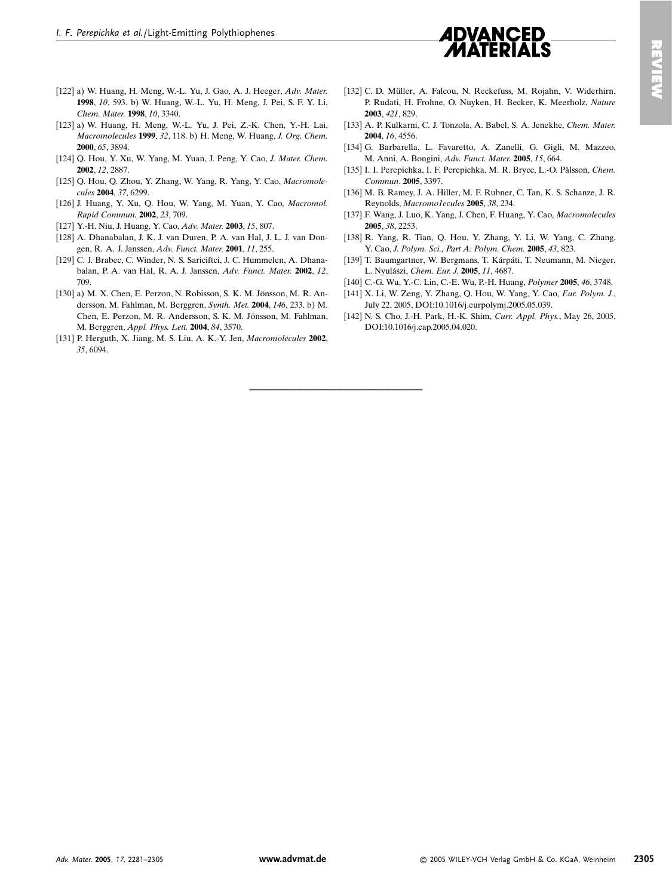[122] a) W. Huang, H. Meng, W.-L. Yu, J. Gao, A. J. Heeger, *Adv. Mater.* **1998**, *10*, 593. b) W. Huang, W.-L. Yu, H. Meng, J. Pei, S. F. Y. Li, *Chem. Mater.* **1998**, *10*, 3340.

[123] a) W. Huang, H. Meng, W.-L. Yu, J. Pei, Z.-K. Chen, Y.-H. Lai, *Macromolecules* **1999**, *32*, 118. b) H. Meng, W. Huang, *J. Org. Chem.* **2000**, *65*, 3894.

[124] Q. Hou, Y. Xu, W. Yang, M. Yuan, J. Peng, Y. Cao, *J. Mater. Chem.* **2002**, *12*, 2887.

[125] Q. Hou, Q. Zhou, Y. Zhang, W. Yang, R. Yang, Y. Cao, *Macromolecules* **2004**, *37*, 6299.

[126] J. Huang, Y. Xu, Q. Hou, W. Yang, M. Yuan, Y. Cao, *Macromol. Rapid Commun.* **2002**, *23*, 709.

[127] Y.-H. Niu, J. Huang, Y. Cao, *Adv. Mater.* **2003**, *15*, 807.

[128] A. Dhanabalan, J. K. J. van Duren, P. A. van Hal, J. L. J. van Dongen, R. A. J. Janssen, *Adv. Funct. Mater.* **2001**, *11*, 255.

[129] C. J. Brabec, C. Winder, N. S. Sariciftci, J. C. Hummelen, A. Dhanabalan, P. A. van Hal, R. A. J. Janssen, *Adv. Funct. Mater.* **2002**, *12*, 709.

[130] a) M. X. Chen, E. Perzon, N. Robisson, S. K. M. Jönsson, M. R. Andersson, M. Fahlman, M. Berggren, *Synth. Met.* **2004**, *146*, 233. b) M. Chen, E. Perzon, M. R. Andersson, S. K. M. Jönsson, M. Fahlman, M. Berggren, *Appl. Phys. Lett.* **2004**, *84*, 3570.

[131] P. Herguth, X. Jiang, M. S. Liu, A. K.-Y. Jen, *Macromolecules* **2002**, *35*, 6094.

[132] C. D. Müller, A. Falcou, N. Reckefuss, M. Rojahn, V. Widerhirn, P. Rudati, H. Frohne, O. Nuyken, H. Becker, K. Meerholz, *Nature* **2003**, *421*, 829.

[133] A. P. Kulkarni, C. J. Tonzola, A. Babel, S. A. Jenekhe, *Chem. Mater.* **2004**, *16*, 4556.

[134] G. Barbarella, L. Favaretto, A. Zanelli, G. Gigli, M. Mazzeo, M. Anni, A. Bongini, *Adv. Funct. Mater.* **2005**, *15*, 664.

[135] I. I. Perepichka, I. F. Perepichka, M. R. Bryce, L.-O. Pålsson, *Chem. Commun*. **2005**, 3397.

[136] M. B. Ramey, J. A. Hiller, M. F. Rubner, C. Tan, K. S. Schanze, J. R. Reynolds, *Macromo1ecules* **2005**, *38*, 234.

[137] F. Wang, J. Luo, K. Yang, J. Chen, F. Huang, Y. Cao, *Macromolecules* **2005**, *38*, 2253.

[138] R. Yang, R. Tian, Q. Hou, Y. Zhang, Y. Li, W. Yang, C. Zhang, Y. Cao, *J. Polym. Sci., Part A: Polym. Chem.* **2005**, *43*, 823.

[139] T. Baumgartner, W. Bergmans, T. Kárpáti, T. Neumann, M. Nieger, L. Nyulászi, *Chem. Eur. J.* **2005**, *11*, 4687.

[140] C.-G. Wu, Y.-C. Lin, C.-E. Wu, P.-H. Huang, *Polymer* **2005**, *46*, 3748.

[141] X. Li, W. Zeng, Y. Zhang, Q. Hou, W. Yang, Y. Cao, *Eur. Polym. J.*, July 22, 2005, DOI:10.1016/j.eurpolymj.2005.05.039.

[142] N. S. Cho, J.-H. Park, H.-K. Shim, *Curr. Appl. Phys.*, May 26, 2005, DOI:10.1016/j.cap.2005.04.020.